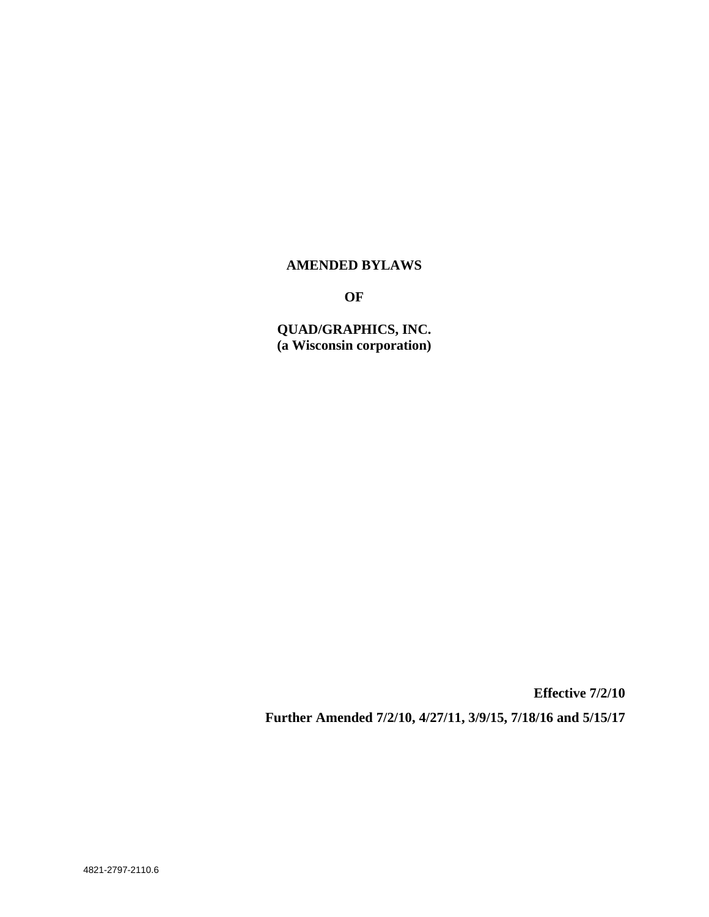# AMENDED BYLAWS

# OF

# QUAD/GRAPHICS, INC.
**(a Wisconsin corporation)**

**Effective 7/2/10**

**Further Amended 7/2/10, 4/27/11, 3/9/15, 7/18/16 and 5/15/17**

4821-2797-2110.6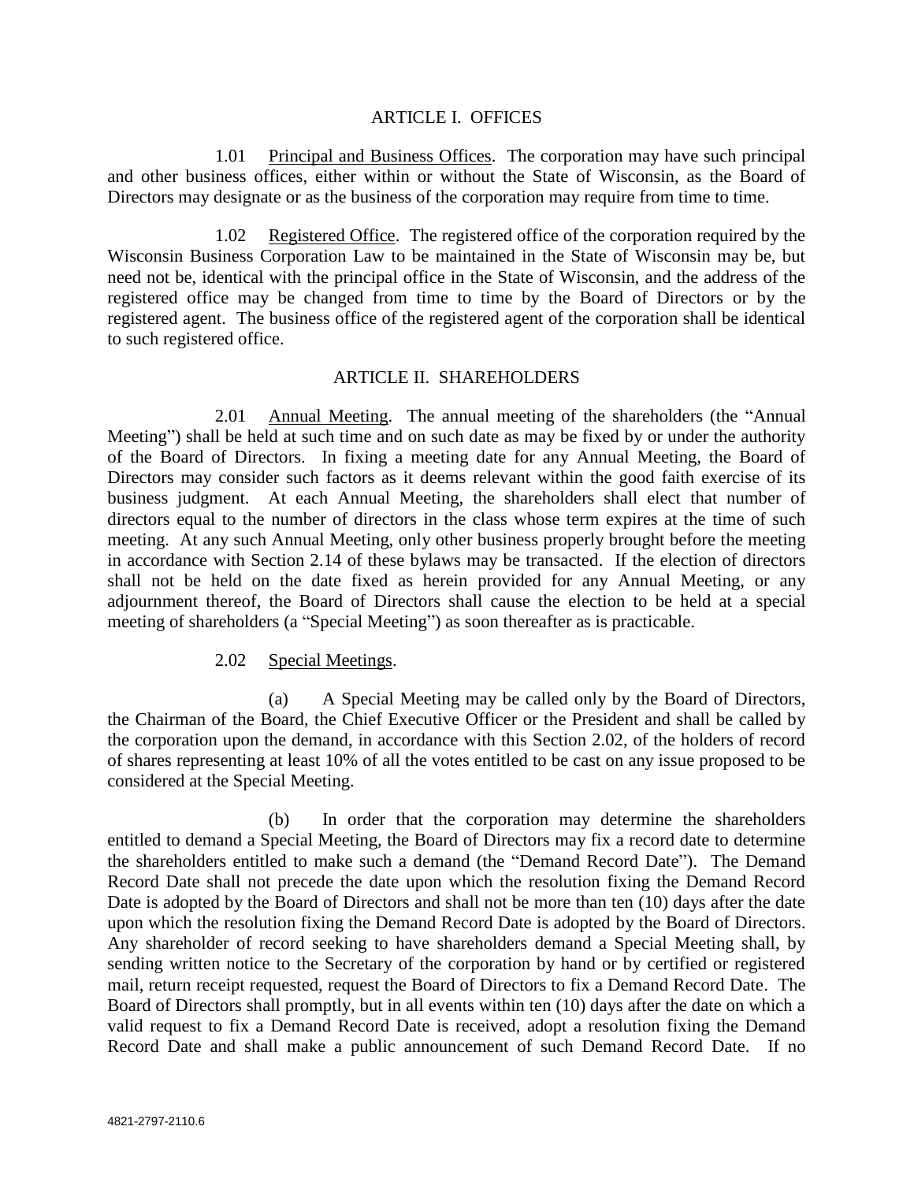## ARTICLE I. OFFICES

1.01 Principal and Business Offices. The corporation may have such principal and other business offices, either within or without the State of Wisconsin, as the Board of Directors may designate or as the business of the corporation may require from time to time.

1.02 Registered Office. The registered office of the corporation required by the Wisconsin Business Corporation Law to be maintained in the State of Wisconsin may be, but need not be, identical with the principal office in the State of Wisconsin, and the address of the registered office may be changed from time to time by the Board of Directors or by the registered agent. The business office of the registered agent of the corporation shall be identical to such registered office.

## ARTICLE II. SHAREHOLDERS

2.01 Annual Meeting. The annual meeting of the shareholders (the "Annual Meeting") shall be held at such time and on such date as may be fixed by or under the authority of the Board of Directors. In fixing a meeting date for any Annual Meeting, the Board of Directors may consider such factors as it deems relevant within the good faith exercise of its business judgment. At each Annual Meeting, the shareholders shall elect that number of directors equal to the number of directors in the class whose term expires at the time of such meeting. At any such Annual Meeting, only other business properly brought before the meeting in accordance with Section 2.14 of these bylaws may be transacted. If the election of directors shall not be held on the date fixed as herein provided for any Annual Meeting, or any adjournment thereof, the Board of Directors shall cause the election to be held at a special meeting of shareholders (a "Special Meeting") as soon thereafter as is practicable.

2.02 Special Meetings.

(a) A Special Meeting may be called only by the Board of Directors, the Chairman of the Board, the Chief Executive Officer or the President and shall be called by the corporation upon the demand, in accordance with this Section 2.02, of the holders of record of shares representing at least 10% of all the votes entitled to be cast on any issue proposed to be considered at the Special Meeting.

(b) In order that the corporation may determine the shareholders entitled to demand a Special Meeting, the Board of Directors may fix a record date to determine the shareholders entitled to make such a demand (the "Demand Record Date"). The Demand Record Date shall not precede the date upon which the resolution fixing the Demand Record Date is adopted by the Board of Directors and shall not be more than ten (10) days after the date upon which the resolution fixing the Demand Record Date is adopted by the Board of Directors. Any shareholder of record seeking to have shareholders demand a Special Meeting shall, by sending written notice to the Secretary of the corporation by hand or by certified or registered mail, return receipt requested, request the Board of Directors to fix a Demand Record Date. The Board of Directors shall promptly, but in all events within ten (10) days after the date on which a valid request to fix a Demand Record Date is received, adopt a resolution fixing the Demand Record Date and shall make a public announcement of such Demand Record Date. If no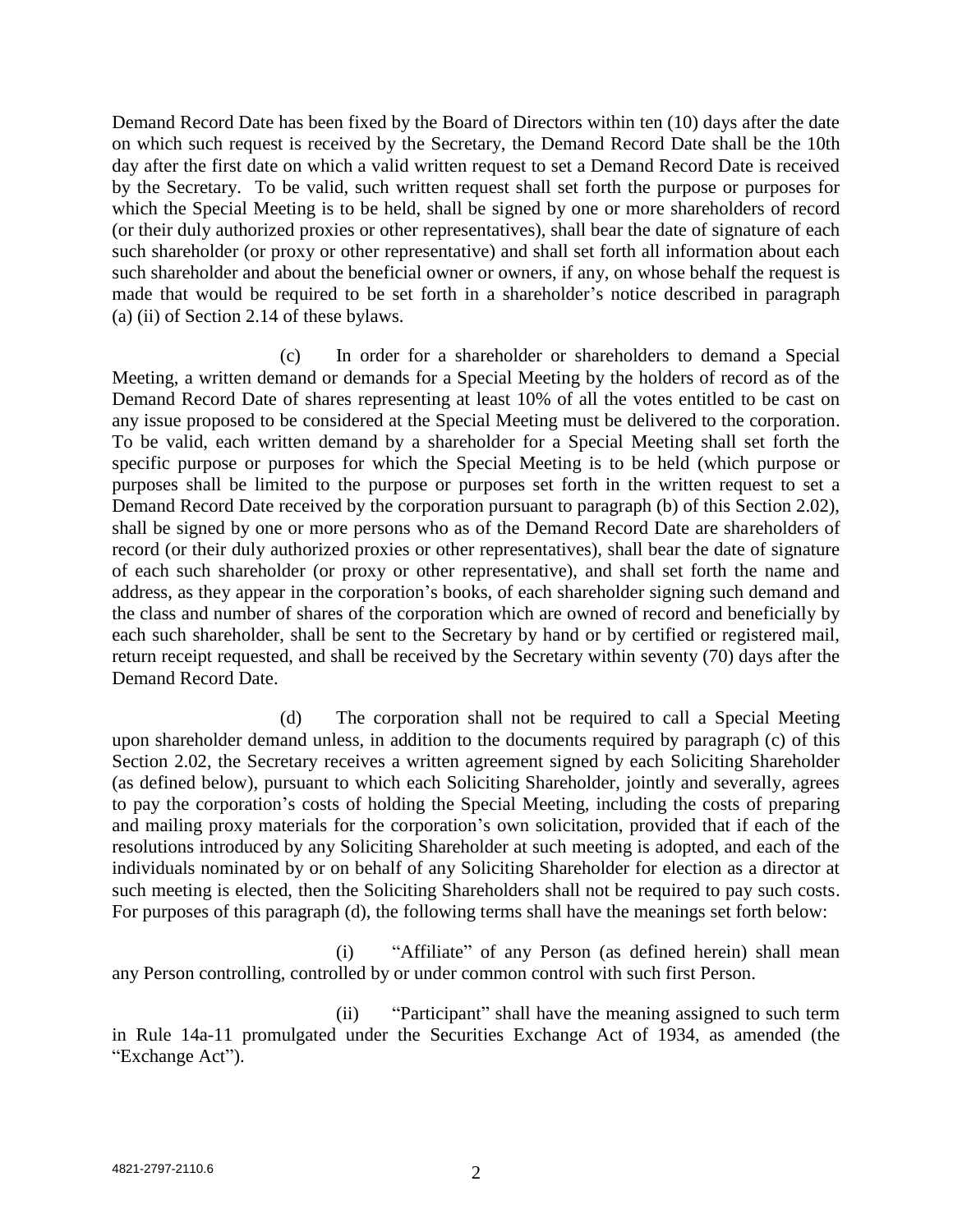Demand Record Date has been fixed by the Board of Directors within ten (10) days after the date on which such request is received by the Secretary, the Demand Record Date shall be the 10th day after the first date on which a valid written request to set a Demand Record Date is received by the Secretary. To be valid, such written request shall set forth the purpose or purposes for which the Special Meeting is to be held, shall be signed by one or more shareholders of record (or their duly authorized proxies or other representatives), shall bear the date of signature of each such shareholder (or proxy or other representative) and shall set forth all information about each such shareholder and about the beneficial owner or owners, if any, on whose behalf the request is made that would be required to be set forth in a shareholder's notice described in paragraph (a) (ii) of Section 2.14 of these bylaws.

(c) In order for a shareholder or shareholders to demand a Special Meeting, a written demand or demands for a Special Meeting by the holders of record as of the Demand Record Date of shares representing at least 10% of all the votes entitled to be cast on any issue proposed to be considered at the Special Meeting must be delivered to the corporation. To be valid, each written demand by a shareholder for a Special Meeting shall set forth the specific purpose or purposes for which the Special Meeting is to be held (which purpose or purposes shall be limited to the purpose or purposes set forth in the written request to set a Demand Record Date received by the corporation pursuant to paragraph (b) of this Section 2.02), shall be signed by one or more persons who as of the Demand Record Date are shareholders of record (or their duly authorized proxies or other representatives), shall bear the date of signature of each such shareholder (or proxy or other representative), and shall set forth the name and address, as they appear in the corporation's books, of each shareholder signing such demand and the class and number of shares of the corporation which are owned of record and beneficially by each such shareholder, shall be sent to the Secretary by hand or by certified or registered mail, return receipt requested, and shall be received by the Secretary within seventy (70) days after the Demand Record Date.

(d) The corporation shall not be required to call a Special Meeting upon shareholder demand unless, in addition to the documents required by paragraph (c) of this Section 2.02, the Secretary receives a written agreement signed by each Soliciting Shareholder (as defined below), pursuant to which each Soliciting Shareholder, jointly and severally, agrees to pay the corporation's costs of holding the Special Meeting, including the costs of preparing and mailing proxy materials for the corporation's own solicitation, provided that if each of the resolutions introduced by any Soliciting Shareholder at such meeting is adopted, and each of the individuals nominated by or on behalf of any Soliciting Shareholder for election as a director at such meeting is elected, then the Soliciting Shareholders shall not be required to pay such costs. For purposes of this paragraph (d), the following terms shall have the meanings set forth below:

(i) "Affiliate" of any Person (as defined herein) shall mean any Person controlling, controlled by or under common control with such first Person.

(ii) "Participant" shall have the meaning assigned to such term in Rule 14a-11 promulgated under the Securities Exchange Act of 1934, as amended (the "Exchange Act").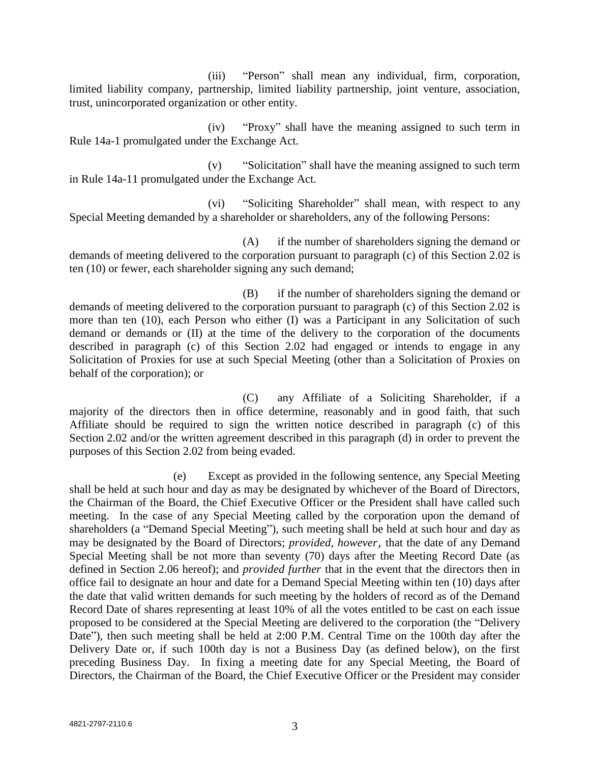(iii) "Person" shall mean any individual, firm, corporation, limited liability company, partnership, limited liability partnership, joint venture, association, trust, unincorporated organization or other entity.

(iv) "Proxy" shall have the meaning assigned to such term in Rule 14a-1 promulgated under the Exchange Act.

(v) "Solicitation" shall have the meaning assigned to such term in Rule 14a-11 promulgated under the Exchange Act.

(vi) "Soliciting Shareholder" shall mean, with respect to any Special Meeting demanded by a shareholder or shareholders, any of the following Persons:

(A) if the number of shareholders signing the demand or demands of meeting delivered to the corporation pursuant to paragraph (c) of this Section 2.02 is ten (10) or fewer, each shareholder signing any such demand;

(B) if the number of shareholders signing the demand or demands of meeting delivered to the corporation pursuant to paragraph (c) of this Section 2.02 is more than ten (10), each Person who either (I) was a Participant in any Solicitation of such demand or demands or (II) at the time of the delivery to the corporation of the documents described in paragraph (c) of this Section 2.02 had engaged or intends to engage in any Solicitation of Proxies for use at such Special Meeting (other than a Solicitation of Proxies on behalf of the corporation); or

(C) any Affiliate of a Soliciting Shareholder, if a majority of the directors then in office determine, reasonably and in good faith, that such Affiliate should be required to sign the written notice described in paragraph (c) of this Section 2.02 and/or the written agreement described in this paragraph (d) in order to prevent the purposes of this Section 2.02 from being evaded.

(e) Except as provided in the following sentence, any Special Meeting shall be held at such hour and day as may be designated by whichever of the Board of Directors, the Chairman of the Board, the Chief Executive Officer or the President shall have called such meeting. In the case of any Special Meeting called by the corporation upon the demand of shareholders (a "Demand Special Meeting"), such meeting shall be held at such hour and day as may be designated by the Board of Directors; *provided, however,* that the date of any Demand Special Meeting shall be not more than seventy (70) days after the Meeting Record Date (as defined in Section 2.06 hereof); and *provided further* that in the event that the directors then in office fail to designate an hour and date for a Demand Special Meeting within ten (10) days after the date that valid written demands for such meeting by the holders of record as of the Demand Record Date of shares representing at least 10% of all the votes entitled to be cast on each issue proposed to be considered at the Special Meeting are delivered to the corporation (the "Delivery Date"), then such meeting shall be held at 2:00 P.M. Central Time on the 100th day after the Delivery Date or, if such 100th day is not a Business Day (as defined below), on the first preceding Business Day. In fixing a meeting date for any Special Meeting, the Board of Directors, the Chairman of the Board, the Chief Executive Officer or the President may consider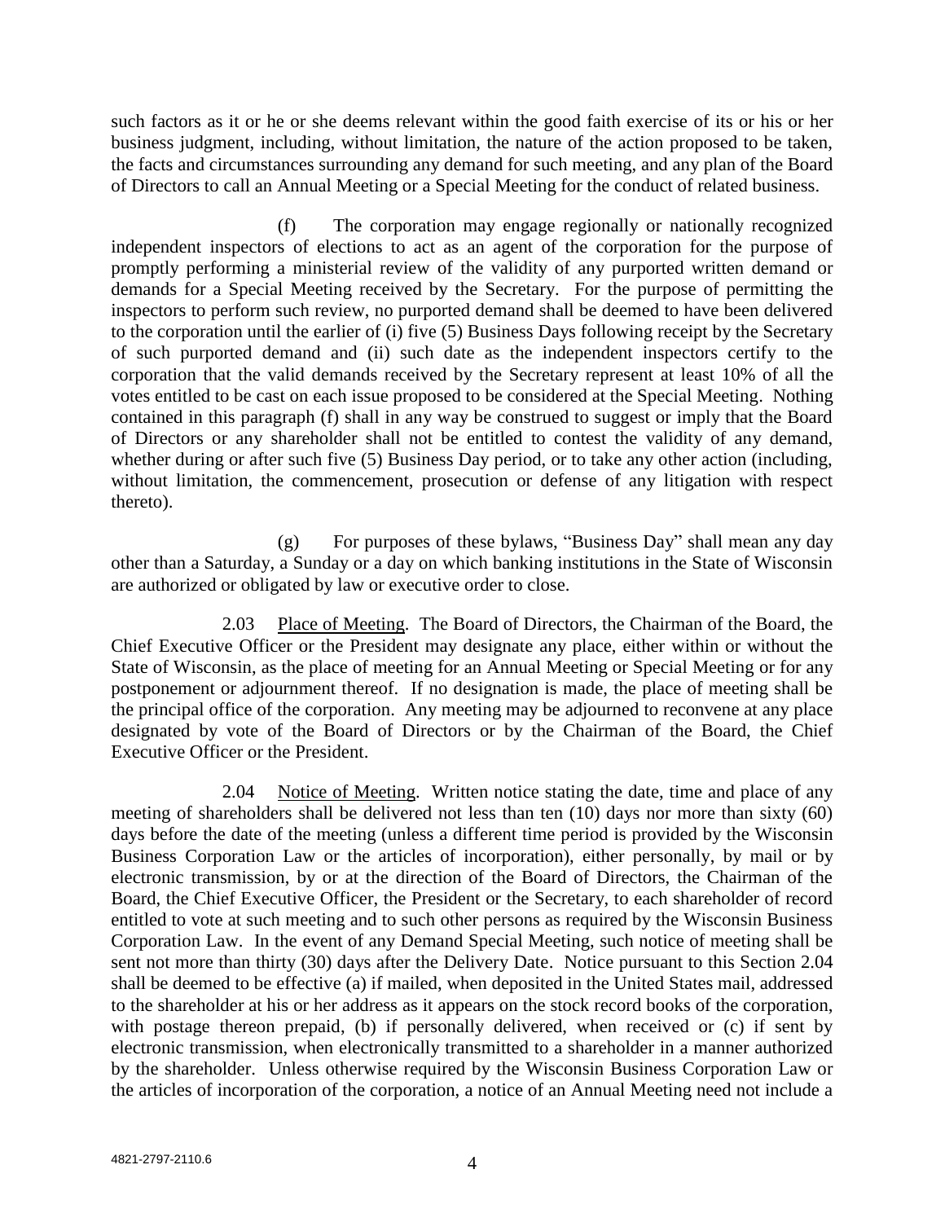such factors as it or he or she deems relevant within the good faith exercise of its or his or her business judgment, including, without limitation, the nature of the action proposed to be taken, the facts and circumstances surrounding any demand for such meeting, and any plan of the Board of Directors to call an Annual Meeting or a Special Meeting for the conduct of related business.

(f) The corporation may engage regionally or nationally recognized independent inspectors of elections to act as an agent of the corporation for the purpose of promptly performing a ministerial review of the validity of any purported written demand or demands for a Special Meeting received by the Secretary. For the purpose of permitting the inspectors to perform such review, no purported demand shall be deemed to have been delivered to the corporation until the earlier of (i) five (5) Business Days following receipt by the Secretary of such purported demand and (ii) such date as the independent inspectors certify to the corporation that the valid demands received by the Secretary represent at least 10% of all the votes entitled to be cast on each issue proposed to be considered at the Special Meeting. Nothing contained in this paragraph (f) shall in any way be construed to suggest or imply that the Board of Directors or any shareholder shall not be entitled to contest the validity of any demand, whether during or after such five (5) Business Day period, or to take any other action (including, without limitation, the commencement, prosecution or defense of any litigation with respect thereto).

(g) For purposes of these bylaws, "Business Day" shall mean any day other than a Saturday, a Sunday or a day on which banking institutions in the State of Wisconsin are authorized or obligated by law or executive order to close.

2.03 Place of Meeting. The Board of Directors, the Chairman of the Board, the Chief Executive Officer or the President may designate any place, either within or without the State of Wisconsin, as the place of meeting for an Annual Meeting or Special Meeting or for any postponement or adjournment thereof. If no designation is made, the place of meeting shall be the principal office of the corporation. Any meeting may be adjourned to reconvene at any place designated by vote of the Board of Directors or by the Chairman of the Board, the Chief Executive Officer or the President.

2.04 Notice of Meeting. Written notice stating the date, time and place of any meeting of shareholders shall be delivered not less than ten (10) days nor more than sixty (60) days before the date of the meeting (unless a different time period is provided by the Wisconsin Business Corporation Law or the articles of incorporation), either personally, by mail or by electronic transmission, by or at the direction of the Board of Directors, the Chairman of the Board, the Chief Executive Officer, the President or the Secretary, to each shareholder of record entitled to vote at such meeting and to such other persons as required by the Wisconsin Business Corporation Law. In the event of any Demand Special Meeting, such notice of meeting shall be sent not more than thirty (30) days after the Delivery Date. Notice pursuant to this Section 2.04 shall be deemed to be effective (a) if mailed, when deposited in the United States mail, addressed to the shareholder at his or her address as it appears on the stock record books of the corporation, with postage thereon prepaid, (b) if personally delivered, when received or (c) if sent by electronic transmission, when electronically transmitted to a shareholder in a manner authorized by the shareholder. Unless otherwise required by the Wisconsin Business Corporation Law or the articles of incorporation of the corporation, a notice of an Annual Meeting need not include a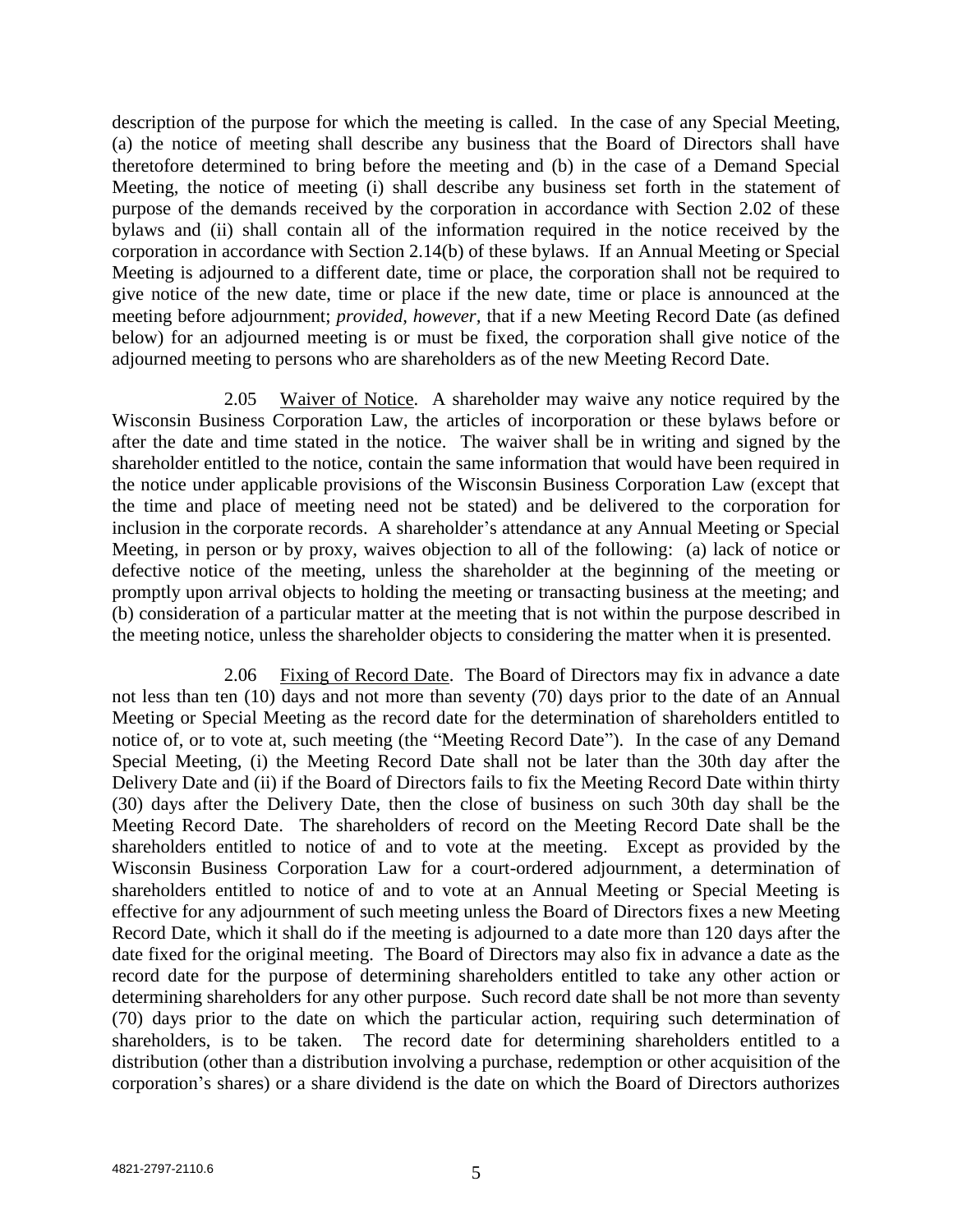description of the purpose for which the meeting is called. In the case of any Special Meeting, (a) the notice of meeting shall describe any business that the Board of Directors shall have theretofore determined to bring before the meeting and (b) in the case of a Demand Special Meeting, the notice of meeting (i) shall describe any business set forth in the statement of purpose of the demands received by the corporation in accordance with Section 2.02 of these bylaws and (ii) shall contain all of the information required in the notice received by the corporation in accordance with Section 2.14(b) of these bylaws. If an Annual Meeting or Special Meeting is adjourned to a different date, time or place, the corporation shall not be required to give notice of the new date, time or place if the new date, time or place is announced at the meeting before adjournment; *provided, however*, that if a new Meeting Record Date (as defined below) for an adjourned meeting is or must be fixed, the corporation shall give notice of the adjourned meeting to persons who are shareholders as of the new Meeting Record Date.

2.05 Waiver of Notice. A shareholder may waive any notice required by the Wisconsin Business Corporation Law, the articles of incorporation or these bylaws before or after the date and time stated in the notice. The waiver shall be in writing and signed by the shareholder entitled to the notice, contain the same information that would have been required in the notice under applicable provisions of the Wisconsin Business Corporation Law (except that the time and place of meeting need not be stated) and be delivered to the corporation for inclusion in the corporate records. A shareholder's attendance at any Annual Meeting or Special Meeting, in person or by proxy, waives objection to all of the following: (a) lack of notice or defective notice of the meeting, unless the shareholder at the beginning of the meeting or promptly upon arrival objects to holding the meeting or transacting business at the meeting; and (b) consideration of a particular matter at the meeting that is not within the purpose described in the meeting notice, unless the shareholder objects to considering the matter when it is presented.

2.06 Fixing of Record Date. The Board of Directors may fix in advance a date not less than ten (10) days and not more than seventy (70) days prior to the date of an Annual Meeting or Special Meeting as the record date for the determination of shareholders entitled to notice of, or to vote at, such meeting (the "Meeting Record Date"). In the case of any Demand Special Meeting, (i) the Meeting Record Date shall not be later than the 30th day after the Delivery Date and (ii) if the Board of Directors fails to fix the Meeting Record Date within thirty (30) days after the Delivery Date, then the close of business on such 30th day shall be the Meeting Record Date. The shareholders of record on the Meeting Record Date shall be the shareholders entitled to notice of and to vote at the meeting. Except as provided by the Wisconsin Business Corporation Law for a court-ordered adjournment, a determination of shareholders entitled to notice of and to vote at an Annual Meeting or Special Meeting is effective for any adjournment of such meeting unless the Board of Directors fixes a new Meeting Record Date, which it shall do if the meeting is adjourned to a date more than 120 days after the date fixed for the original meeting. The Board of Directors may also fix in advance a date as the record date for the purpose of determining shareholders entitled to take any other action or determining shareholders for any other purpose. Such record date shall be not more than seventy (70) days prior to the date on which the particular action, requiring such determination of shareholders, is to be taken. The record date for determining shareholders entitled to a distribution (other than a distribution involving a purchase, redemption or other acquisition of the corporation's shares) or a share dividend is the date on which the Board of Directors authorizes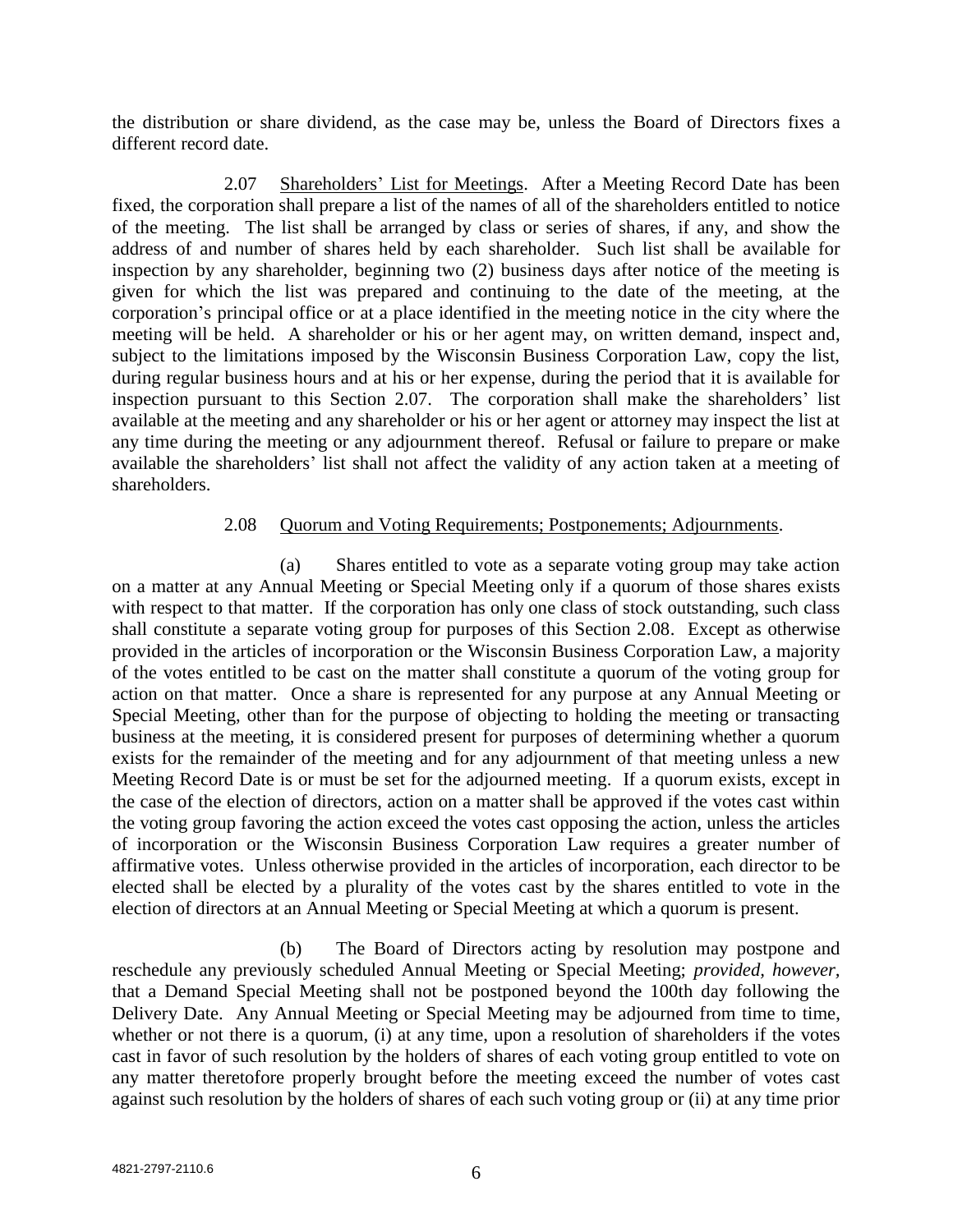the distribution or share dividend, as the case may be, unless the Board of Directors fixes a different record date.

2.07 Shareholders' List for Meetings. After a Meeting Record Date has been fixed, the corporation shall prepare a list of the names of all of the shareholders entitled to notice of the meeting. The list shall be arranged by class or series of shares, if any, and show the address of and number of shares held by each shareholder. Such list shall be available for inspection by any shareholder, beginning two (2) business days after notice of the meeting is given for which the list was prepared and continuing to the date of the meeting, at the corporation's principal office or at a place identified in the meeting notice in the city where the meeting will be held. A shareholder or his or her agent may, on written demand, inspect and, subject to the limitations imposed by the Wisconsin Business Corporation Law, copy the list, during regular business hours and at his or her expense, during the period that it is available for inspection pursuant to this Section 2.07. The corporation shall make the shareholders' list available at the meeting and any shareholder or his or her agent or attorney may inspect the list at any time during the meeting or any adjournment thereof. Refusal or failure to prepare or make available the shareholders' list shall not affect the validity of any action taken at a meeting of shareholders.

2.08 Quorum and Voting Requirements; Postponements; Adjournments.

(a) Shares entitled to vote as a separate voting group may take action on a matter at any Annual Meeting or Special Meeting only if a quorum of those shares exists with respect to that matter. If the corporation has only one class of stock outstanding, such class shall constitute a separate voting group for purposes of this Section 2.08. Except as otherwise provided in the articles of incorporation or the Wisconsin Business Corporation Law, a majority of the votes entitled to be cast on the matter shall constitute a quorum of the voting group for action on that matter. Once a share is represented for any purpose at any Annual Meeting or Special Meeting, other than for the purpose of objecting to holding the meeting or transacting business at the meeting, it is considered present for purposes of determining whether a quorum exists for the remainder of the meeting and for any adjournment of that meeting unless a new Meeting Record Date is or must be set for the adjourned meeting. If a quorum exists, except in the case of the election of directors, action on a matter shall be approved if the votes cast within the voting group favoring the action exceed the votes cast opposing the action, unless the articles of incorporation or the Wisconsin Business Corporation Law requires a greater number of affirmative votes. Unless otherwise provided in the articles of incorporation, each director to be elected shall be elected by a plurality of the votes cast by the shares entitled to vote in the election of directors at an Annual Meeting or Special Meeting at which a quorum is present.

(b) The Board of Directors acting by resolution may postpone and reschedule any previously scheduled Annual Meeting or Special Meeting; *provided, however,* that a Demand Special Meeting shall not be postponed beyond the 100th day following the Delivery Date. Any Annual Meeting or Special Meeting may be adjourned from time to time, whether or not there is a quorum, (i) at any time, upon a resolution of shareholders if the votes cast in favor of such resolution by the holders of shares of each voting group entitled to vote on any matter theretofore properly brought before the meeting exceed the number of votes cast against such resolution by the holders of shares of each such voting group or (ii) at any time prior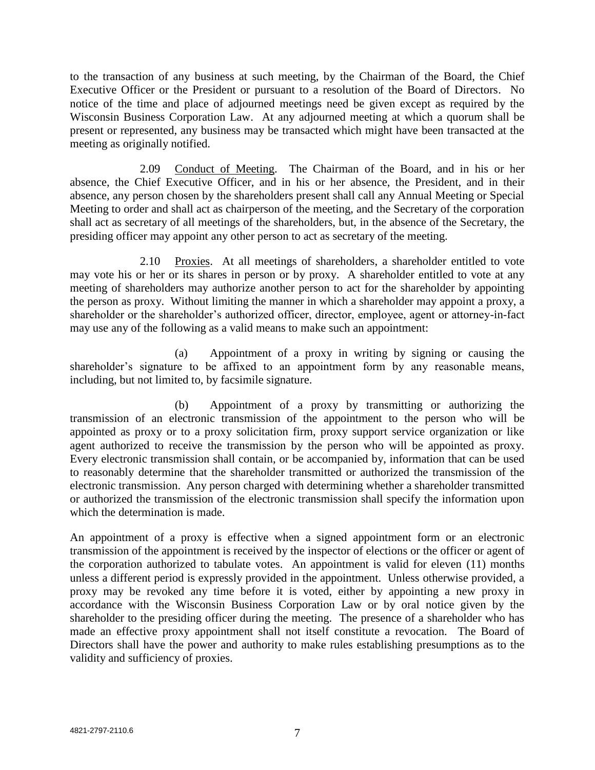to the transaction of any business at such meeting, by the Chairman of the Board, the Chief Executive Officer or the President or pursuant to a resolution of the Board of Directors. No notice of the time and place of adjourned meetings need be given except as required by the Wisconsin Business Corporation Law. At any adjourned meeting at which a quorum shall be present or represented, any business may be transacted which might have been transacted at the meeting as originally notified.

2.09 Conduct of Meeting. The Chairman of the Board, and in his or her absence, the Chief Executive Officer, and in his or her absence, the President, and in their absence, any person chosen by the shareholders present shall call any Annual Meeting or Special Meeting to order and shall act as chairperson of the meeting, and the Secretary of the corporation shall act as secretary of all meetings of the shareholders, but, in the absence of the Secretary, the presiding officer may appoint any other person to act as secretary of the meeting.

2.10 Proxies. At all meetings of shareholders, a shareholder entitled to vote may vote his or her or its shares in person or by proxy. A shareholder entitled to vote at any meeting of shareholders may authorize another person to act for the shareholder by appointing the person as proxy. Without limiting the manner in which a shareholder may appoint a proxy, a shareholder or the shareholder's authorized officer, director, employee, agent or attorney-in-fact may use any of the following as a valid means to make such an appointment:

(a) Appointment of a proxy in writing by signing or causing the shareholder's signature to be affixed to an appointment form by any reasonable means, including, but not limited to, by facsimile signature.

(b) Appointment of a proxy by transmitting or authorizing the transmission of an electronic transmission of the appointment to the person who will be appointed as proxy or to a proxy solicitation firm, proxy support service organization or like agent authorized to receive the transmission by the person who will be appointed as proxy. Every electronic transmission shall contain, or be accompanied by, information that can be used to reasonably determine that the shareholder transmitted or authorized the transmission of the electronic transmission. Any person charged with determining whether a shareholder transmitted or authorized the transmission of the electronic transmission shall specify the information upon which the determination is made.

An appointment of a proxy is effective when a signed appointment form or an electronic transmission of the appointment is received by the inspector of elections or the officer or agent of the corporation authorized to tabulate votes. An appointment is valid for eleven (11) months unless a different period is expressly provided in the appointment. Unless otherwise provided, a proxy may be revoked any time before it is voted, either by appointing a new proxy in accordance with the Wisconsin Business Corporation Law or by oral notice given by the shareholder to the presiding officer during the meeting. The presence of a shareholder who has made an effective proxy appointment shall not itself constitute a revocation. The Board of Directors shall have the power and authority to make rules establishing presumptions as to the validity and sufficiency of proxies.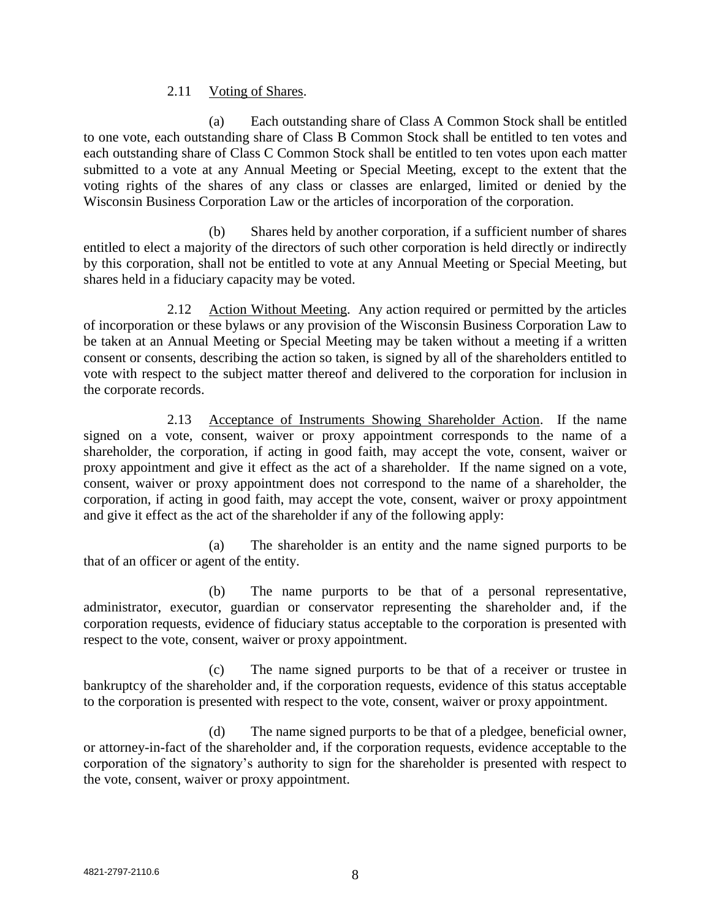2.11 Voting of Shares.

(a) Each outstanding share of Class A Common Stock shall be entitled to one vote, each outstanding share of Class B Common Stock shall be entitled to ten votes and each outstanding share of Class C Common Stock shall be entitled to ten votes upon each matter submitted to a vote at any Annual Meeting or Special Meeting, except to the extent that the voting rights of the shares of any class or classes are enlarged, limited or denied by the Wisconsin Business Corporation Law or the articles of incorporation of the corporation.

(b) Shares held by another corporation, if a sufficient number of shares entitled to elect a majority of the directors of such other corporation is held directly or indirectly by this corporation, shall not be entitled to vote at any Annual Meeting or Special Meeting, but shares held in a fiduciary capacity may be voted.

2.12 Action Without Meeting. Any action required or permitted by the articles of incorporation or these bylaws or any provision of the Wisconsin Business Corporation Law to be taken at an Annual Meeting or Special Meeting may be taken without a meeting if a written consent or consents, describing the action so taken, is signed by all of the shareholders entitled to vote with respect to the subject matter thereof and delivered to the corporation for inclusion in the corporate records.

2.13 Acceptance of Instruments Showing Shareholder Action. If the name signed on a vote, consent, waiver or proxy appointment corresponds to the name of a shareholder, the corporation, if acting in good faith, may accept the vote, consent, waiver or proxy appointment and give it effect as the act of a shareholder. If the name signed on a vote, consent, waiver or proxy appointment does not correspond to the name of a shareholder, the corporation, if acting in good faith, may accept the vote, consent, waiver or proxy appointment and give it effect as the act of the shareholder if any of the following apply:

(a) The shareholder is an entity and the name signed purports to be that of an officer or agent of the entity.

(b) The name purports to be that of a personal representative, administrator, executor, guardian or conservator representing the shareholder and, if the corporation requests, evidence of fiduciary status acceptable to the corporation is presented with respect to the vote, consent, waiver or proxy appointment.

(c) The name signed purports to be that of a receiver or trustee in bankruptcy of the shareholder and, if the corporation requests, evidence of this status acceptable to the corporation is presented with respect to the vote, consent, waiver or proxy appointment.

(d) The name signed purports to be that of a pledgee, beneficial owner, or attorney-in-fact of the shareholder and, if the corporation requests, evidence acceptable to the corporation of the signatory's authority to sign for the shareholder is presented with respect to the vote, consent, waiver or proxy appointment.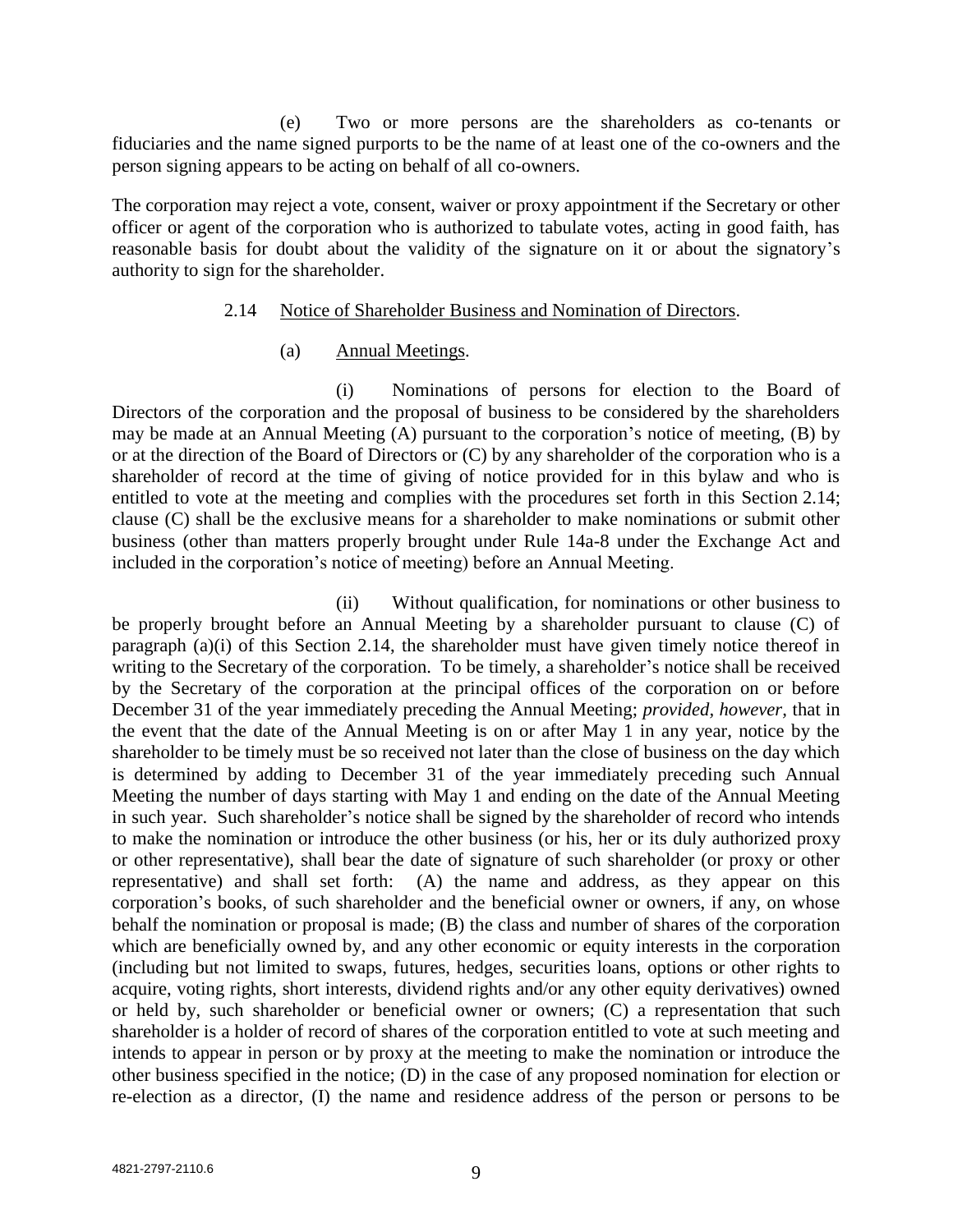(e) Two or more persons are the shareholders as co-tenants or fiduciaries and the name signed purports to be the name of at least one of the co-owners and the person signing appears to be acting on behalf of all co-owners.

The corporation may reject a vote, consent, waiver or proxy appointment if the Secretary or other officer or agent of the corporation who is authorized to tabulate votes, acting in good faith, has reasonable basis for doubt about the validity of the signature on it or about the signatory's authority to sign for the shareholder.

2.14 Notice of Shareholder Business and Nomination of Directors.

(a) Annual Meetings.

(i) Nominations of persons for election to the Board of Directors of the corporation and the proposal of business to be considered by the shareholders may be made at an Annual Meeting (A) pursuant to the corporation's notice of meeting, (B) by or at the direction of the Board of Directors or (C) by any shareholder of the corporation who is a shareholder of record at the time of giving of notice provided for in this bylaw and who is entitled to vote at the meeting and complies with the procedures set forth in this Section 2.14; clause (C) shall be the exclusive means for a shareholder to make nominations or submit other business (other than matters properly brought under Rule 14a-8 under the Exchange Act and included in the corporation's notice of meeting) before an Annual Meeting.

(ii) Without qualification, for nominations or other business to be properly brought before an Annual Meeting by a shareholder pursuant to clause (C) of paragraph (a)(i) of this Section 2.14, the shareholder must have given timely notice thereof in writing to the Secretary of the corporation. To be timely, a shareholder's notice shall be received by the Secretary of the corporation at the principal offices of the corporation on or before December 31 of the year immediately preceding the Annual Meeting; *provided, however*, that in the event that the date of the Annual Meeting is on or after May 1 in any year, notice by the shareholder to be timely must be so received not later than the close of business on the day which is determined by adding to December 31 of the year immediately preceding such Annual Meeting the number of days starting with May 1 and ending on the date of the Annual Meeting in such year. Such shareholder's notice shall be signed by the shareholder of record who intends to make the nomination or introduce the other business (or his, her or its duly authorized proxy or other representative), shall bear the date of signature of such shareholder (or proxy or other representative) and shall set forth: (A) the name and address, as they appear on this corporation's books, of such shareholder and the beneficial owner or owners, if any, on whose behalf the nomination or proposal is made; (B) the class and number of shares of the corporation which are beneficially owned by, and any other economic or equity interests in the corporation (including but not limited to swaps, futures, hedges, securities loans, options or other rights to acquire, voting rights, short interests, dividend rights and/or any other equity derivatives) owned or held by, such shareholder or beneficial owner or owners; (C) a representation that such shareholder is a holder of record of shares of the corporation entitled to vote at such meeting and intends to appear in person or by proxy at the meeting to make the nomination or introduce the other business specified in the notice; (D) in the case of any proposed nomination for election or re-election as a director, (I) the name and residence address of the person or persons to be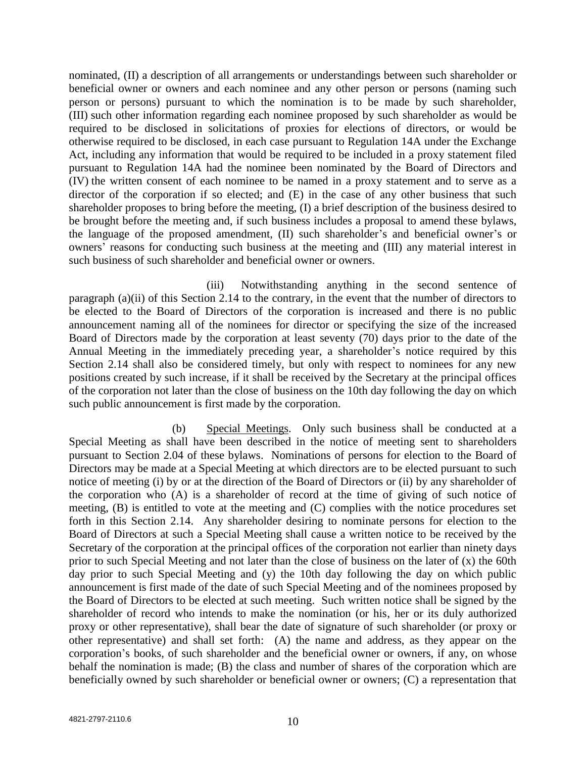nominated, (II) a description of all arrangements or understandings between such shareholder or beneficial owner or owners and each nominee and any other person or persons (naming such person or persons) pursuant to which the nomination is to be made by such shareholder, (III) such other information regarding each nominee proposed by such shareholder as would be required to be disclosed in solicitations of proxies for elections of directors, or would be otherwise required to be disclosed, in each case pursuant to Regulation 14A under the Exchange Act, including any information that would be required to be included in a proxy statement filed pursuant to Regulation 14A had the nominee been nominated by the Board of Directors and (IV) the written consent of each nominee to be named in a proxy statement and to serve as a director of the corporation if so elected; and (E) in the case of any other business that such shareholder proposes to bring before the meeting, (I) a brief description of the business desired to be brought before the meeting and, if such business includes a proposal to amend these bylaws, the language of the proposed amendment, (II) such shareholder's and beneficial owner's or owners' reasons for conducting such business at the meeting and (III) any material interest in such business of such shareholder and beneficial owner or owners.

(iii) Notwithstanding anything in the second sentence of paragraph (a)(ii) of this Section 2.14 to the contrary, in the event that the number of directors to be elected to the Board of Directors of the corporation is increased and there is no public announcement naming all of the nominees for director or specifying the size of the increased Board of Directors made by the corporation at least seventy (70) days prior to the date of the Annual Meeting in the immediately preceding year, a shareholder's notice required by this Section 2.14 shall also be considered timely, but only with respect to nominees for any new positions created by such increase, if it shall be received by the Secretary at the principal offices of the corporation not later than the close of business on the 10th day following the day on which such public announcement is first made by the corporation.

(b) Special Meetings. Only such business shall be conducted at a Special Meeting as shall have been described in the notice of meeting sent to shareholders pursuant to Section 2.04 of these bylaws. Nominations of persons for election to the Board of Directors may be made at a Special Meeting at which directors are to be elected pursuant to such notice of meeting (i) by or at the direction of the Board of Directors or (ii) by any shareholder of the corporation who (A) is a shareholder of record at the time of giving of such notice of meeting, (B) is entitled to vote at the meeting and (C) complies with the notice procedures set forth in this Section 2.14. Any shareholder desiring to nominate persons for election to the Board of Directors at such a Special Meeting shall cause a written notice to be received by the Secretary of the corporation at the principal offices of the corporation not earlier than ninety days prior to such Special Meeting and not later than the close of business on the later of (x) the 60th day prior to such Special Meeting and (y) the 10th day following the day on which public announcement is first made of the date of such Special Meeting and of the nominees proposed by the Board of Directors to be elected at such meeting. Such written notice shall be signed by the shareholder of record who intends to make the nomination (or his, her or its duly authorized proxy or other representative), shall bear the date of signature of such shareholder (or proxy or other representative) and shall set forth: (A) the name and address, as they appear on the corporation's books, of such shareholder and the beneficial owner or owners, if any, on whose behalf the nomination is made; (B) the class and number of shares of the corporation which are beneficially owned by such shareholder or beneficial owner or owners; (C) a representation that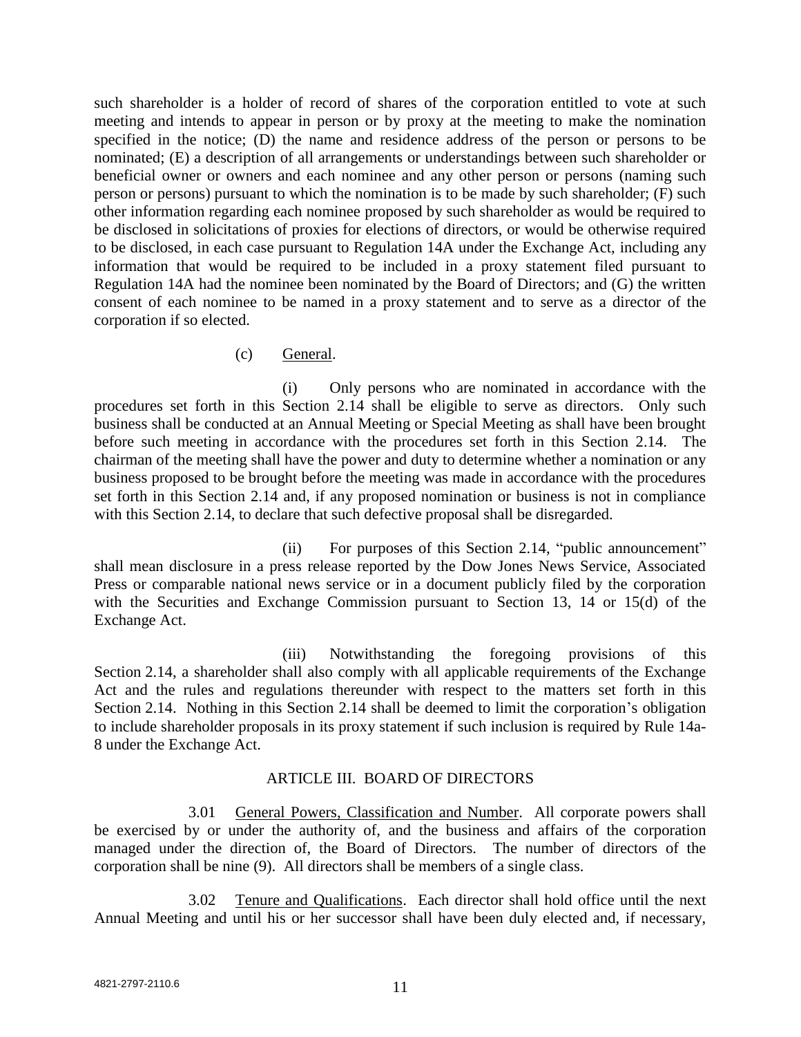such shareholder is a holder of record of shares of the corporation entitled to vote at such meeting and intends to appear in person or by proxy at the meeting to make the nomination specified in the notice; (D) the name and residence address of the person or persons to be nominated; (E) a description of all arrangements or understandings between such shareholder or beneficial owner or owners and each nominee and any other person or persons (naming such person or persons) pursuant to which the nomination is to be made by such shareholder; (F) such other information regarding each nominee proposed by such shareholder as would be required to be disclosed in solicitations of proxies for elections of directors, or would be otherwise required to be disclosed, in each case pursuant to Regulation 14A under the Exchange Act, including any information that would be required to be included in a proxy statement filed pursuant to Regulation 14A had the nominee been nominated by the Board of Directors; and (G) the written consent of each nominee to be named in a proxy statement and to serve as a director of the corporation if so elected.

(c) General.

(i) Only persons who are nominated in accordance with the procedures set forth in this Section 2.14 shall be eligible to serve as directors. Only such business shall be conducted at an Annual Meeting or Special Meeting as shall have been brought before such meeting in accordance with the procedures set forth in this Section 2.14. The chairman of the meeting shall have the power and duty to determine whether a nomination or any business proposed to be brought before the meeting was made in accordance with the procedures set forth in this Section 2.14 and, if any proposed nomination or business is not in compliance with this Section 2.14, to declare that such defective proposal shall be disregarded.

(ii) For purposes of this Section 2.14, "public announcement" shall mean disclosure in a press release reported by the Dow Jones News Service, Associated Press or comparable national news service or in a document publicly filed by the corporation with the Securities and Exchange Commission pursuant to Section 13, 14 or 15(d) of the Exchange Act.

(iii) Notwithstanding the foregoing provisions of this Section 2.14, a shareholder shall also comply with all applicable requirements of the Exchange Act and the rules and regulations thereunder with respect to the matters set forth in this Section 2.14. Nothing in this Section 2.14 shall be deemed to limit the corporation's obligation to include shareholder proposals in its proxy statement if such inclusion is required by Rule 14a-8 under the Exchange Act.

## ARTICLE III. BOARD OF DIRECTORS

3.01 General Powers, Classification and Number. All corporate powers shall be exercised by or under the authority of, and the business and affairs of the corporation managed under the direction of, the Board of Directors. The number of directors of the corporation shall be nine (9). All directors shall be members of a single class.

3.02 Tenure and Qualifications. Each director shall hold office until the next Annual Meeting and until his or her successor shall have been duly elected and, if necessary,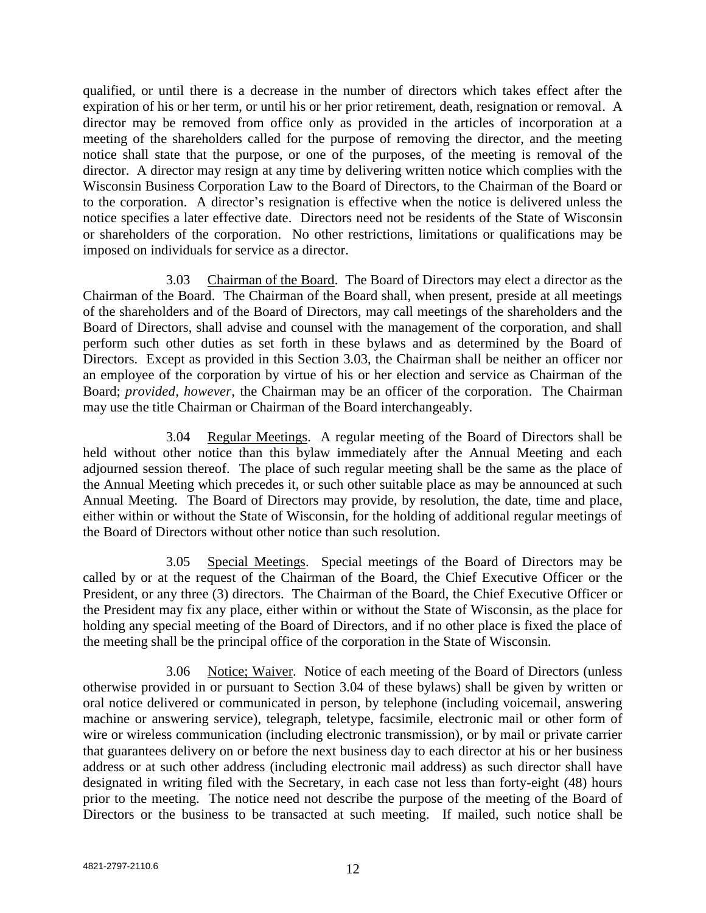qualified, or until there is a decrease in the number of directors which takes effect after the expiration of his or her term, or until his or her prior retirement, death, resignation or removal. A director may be removed from office only as provided in the articles of incorporation at a meeting of the shareholders called for the purpose of removing the director, and the meeting notice shall state that the purpose, or one of the purposes, of the meeting is removal of the director. A director may resign at any time by delivering written notice which complies with the Wisconsin Business Corporation Law to the Board of Directors, to the Chairman of the Board or to the corporation. A director's resignation is effective when the notice is delivered unless the notice specifies a later effective date. Directors need not be residents of the State of Wisconsin or shareholders of the corporation. No other restrictions, limitations or qualifications may be imposed on individuals for service as a director.

3.03 Chairman of the Board. The Board of Directors may elect a director as the Chairman of the Board. The Chairman of the Board shall, when present, preside at all meetings of the shareholders and of the Board of Directors, may call meetings of the shareholders and the Board of Directors, shall advise and counsel with the management of the corporation, and shall perform such other duties as set forth in these bylaws and as determined by the Board of Directors. Except as provided in this Section 3.03, the Chairman shall be neither an officer nor an employee of the corporation by virtue of his or her election and service as Chairman of the Board; *provided, however,* the Chairman may be an officer of the corporation. The Chairman may use the title Chairman or Chairman of the Board interchangeably.

3.04 Regular Meetings. A regular meeting of the Board of Directors shall be held without other notice than this bylaw immediately after the Annual Meeting and each adjourned session thereof. The place of such regular meeting shall be the same as the place of the Annual Meeting which precedes it, or such other suitable place as may be announced at such Annual Meeting. The Board of Directors may provide, by resolution, the date, time and place, either within or without the State of Wisconsin, for the holding of additional regular meetings of the Board of Directors without other notice than such resolution.

3.05 Special Meetings. Special meetings of the Board of Directors may be called by or at the request of the Chairman of the Board, the Chief Executive Officer or the President, or any three (3) directors. The Chairman of the Board, the Chief Executive Officer or the President may fix any place, either within or without the State of Wisconsin, as the place for holding any special meeting of the Board of Directors, and if no other place is fixed the place of the meeting shall be the principal office of the corporation in the State of Wisconsin.

3.06 Notice; Waiver. Notice of each meeting of the Board of Directors (unless otherwise provided in or pursuant to Section 3.04 of these bylaws) shall be given by written or oral notice delivered or communicated in person, by telephone (including voicemail, answering machine or answering service), telegraph, teletype, facsimile, electronic mail or other form of wire or wireless communication (including electronic transmission), or by mail or private carrier that guarantees delivery on or before the next business day to each director at his or her business address or at such other address (including electronic mail address) as such director shall have designated in writing filed with the Secretary, in each case not less than forty-eight (48) hours prior to the meeting. The notice need not describe the purpose of the meeting of the Board of Directors or the business to be transacted at such meeting. If mailed, such notice shall be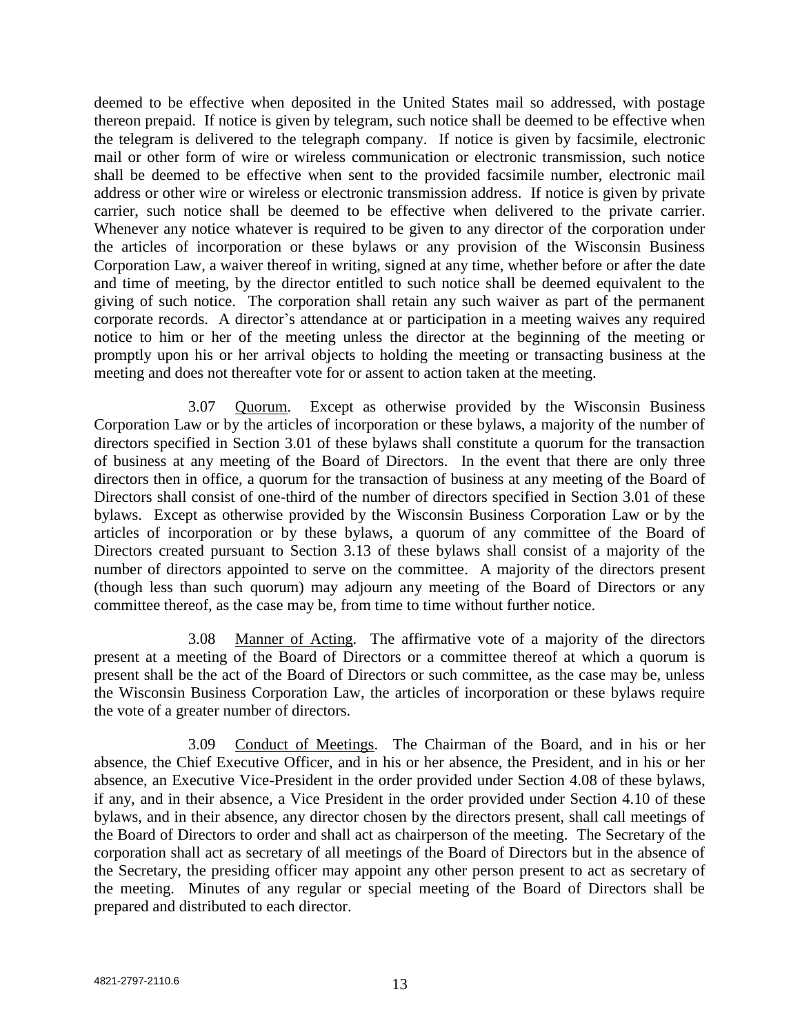deemed to be effective when deposited in the United States mail so addressed, with postage thereon prepaid. If notice is given by telegram, such notice shall be deemed to be effective when the telegram is delivered to the telegraph company. If notice is given by facsimile, electronic mail or other form of wire or wireless communication or electronic transmission, such notice shall be deemed to be effective when sent to the provided facsimile number, electronic mail address or other wire or wireless or electronic transmission address. If notice is given by private carrier, such notice shall be deemed to be effective when delivered to the private carrier. Whenever any notice whatever is required to be given to any director of the corporation under the articles of incorporation or these bylaws or any provision of the Wisconsin Business Corporation Law, a waiver thereof in writing, signed at any time, whether before or after the date and time of meeting, by the director entitled to such notice shall be deemed equivalent to the giving of such notice. The corporation shall retain any such waiver as part of the permanent corporate records. A director's attendance at or participation in a meeting waives any required notice to him or her of the meeting unless the director at the beginning of the meeting or promptly upon his or her arrival objects to holding the meeting or transacting business at the meeting and does not thereafter vote for or assent to action taken at the meeting.

3.07 Quorum. Except as otherwise provided by the Wisconsin Business Corporation Law or by the articles of incorporation or these bylaws, a majority of the number of directors specified in Section 3.01 of these bylaws shall constitute a quorum for the transaction of business at any meeting of the Board of Directors. In the event that there are only three directors then in office, a quorum for the transaction of business at any meeting of the Board of Directors shall consist of one-third of the number of directors specified in Section 3.01 of these bylaws. Except as otherwise provided by the Wisconsin Business Corporation Law or by the articles of incorporation or by these bylaws, a quorum of any committee of the Board of Directors created pursuant to Section 3.13 of these bylaws shall consist of a majority of the number of directors appointed to serve on the committee. A majority of the directors present (though less than such quorum) may adjourn any meeting of the Board of Directors or any committee thereof, as the case may be, from time to time without further notice.

3.08 Manner of Acting. The affirmative vote of a majority of the directors present at a meeting of the Board of Directors or a committee thereof at which a quorum is present shall be the act of the Board of Directors or such committee, as the case may be, unless the Wisconsin Business Corporation Law, the articles of incorporation or these bylaws require the vote of a greater number of directors.

3.09 Conduct of Meetings. The Chairman of the Board, and in his or her absence, the Chief Executive Officer, and in his or her absence, the President, and in his or her absence, an Executive Vice-President in the order provided under Section 4.08 of these bylaws, if any, and in their absence, a Vice President in the order provided under Section 4.10 of these bylaws, and in their absence, any director chosen by the directors present, shall call meetings of the Board of Directors to order and shall act as chairperson of the meeting. The Secretary of the corporation shall act as secretary of all meetings of the Board of Directors but in the absence of the Secretary, the presiding officer may appoint any other person present to act as secretary of the meeting. Minutes of any regular or special meeting of the Board of Directors shall be prepared and distributed to each director.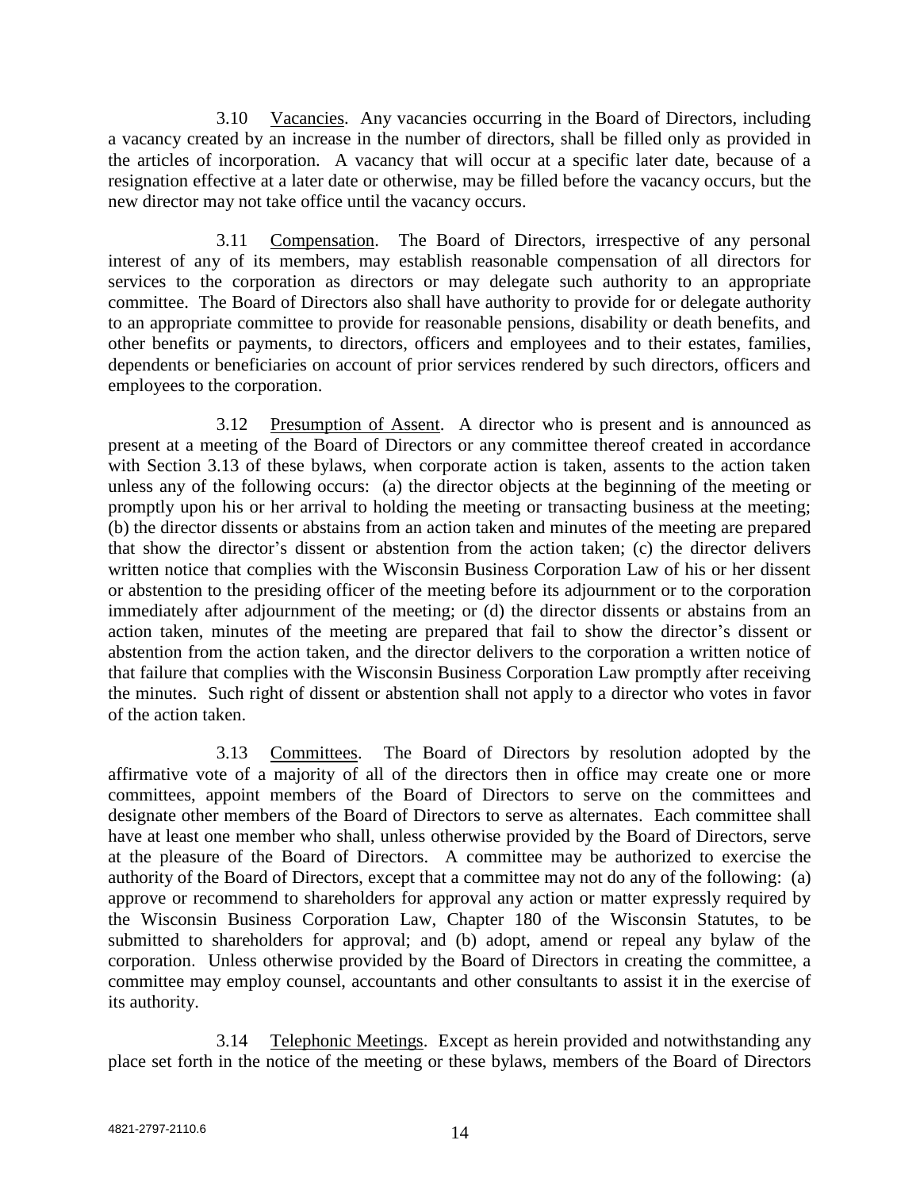3.10 Vacancies. Any vacancies occurring in the Board of Directors, including a vacancy created by an increase in the number of directors, shall be filled only as provided in the articles of incorporation. A vacancy that will occur at a specific later date, because of a resignation effective at a later date or otherwise, may be filled before the vacancy occurs, but the new director may not take office until the vacancy occurs.

3.11 Compensation. The Board of Directors, irrespective of any personal interest of any of its members, may establish reasonable compensation of all directors for services to the corporation as directors or may delegate such authority to an appropriate committee. The Board of Directors also shall have authority to provide for or delegate authority to an appropriate committee to provide for reasonable pensions, disability or death benefits, and other benefits or payments, to directors, officers and employees and to their estates, families, dependents or beneficiaries on account of prior services rendered by such directors, officers and employees to the corporation.

3.12 Presumption of Assent. A director who is present and is announced as present at a meeting of the Board of Directors or any committee thereof created in accordance with Section 3.13 of these bylaws, when corporate action is taken, assents to the action taken unless any of the following occurs: (a) the director objects at the beginning of the meeting or promptly upon his or her arrival to holding the meeting or transacting business at the meeting; (b) the director dissents or abstains from an action taken and minutes of the meeting are prepared that show the director's dissent or abstention from the action taken; (c) the director delivers written notice that complies with the Wisconsin Business Corporation Law of his or her dissent or abstention to the presiding officer of the meeting before its adjournment or to the corporation immediately after adjournment of the meeting; or (d) the director dissents or abstains from an action taken, minutes of the meeting are prepared that fail to show the director's dissent or abstention from the action taken, and the director delivers to the corporation a written notice of that failure that complies with the Wisconsin Business Corporation Law promptly after receiving the minutes. Such right of dissent or abstention shall not apply to a director who votes in favor of the action taken.

3.13 Committees. The Board of Directors by resolution adopted by the affirmative vote of a majority of all of the directors then in office may create one or more committees, appoint members of the Board of Directors to serve on the committees and designate other members of the Board of Directors to serve as alternates. Each committee shall have at least one member who shall, unless otherwise provided by the Board of Directors, serve at the pleasure of the Board of Directors. A committee may be authorized to exercise the authority of the Board of Directors, except that a committee may not do any of the following: (a) approve or recommend to shareholders for approval any action or matter expressly required by the Wisconsin Business Corporation Law, Chapter 180 of the Wisconsin Statutes, to be submitted to shareholders for approval; and (b) adopt, amend or repeal any bylaw of the corporation. Unless otherwise provided by the Board of Directors in creating the committee, a committee may employ counsel, accountants and other consultants to assist it in the exercise of its authority.

3.14 Telephonic Meetings. Except as herein provided and notwithstanding any place set forth in the notice of the meeting or these bylaws, members of the Board of Directors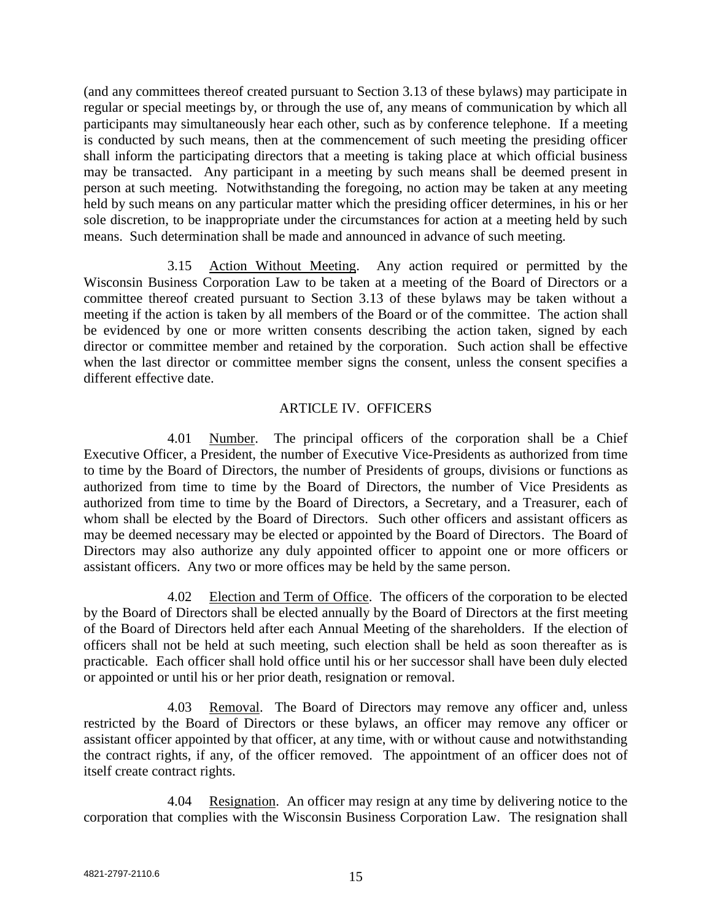(and any committees thereof created pursuant to Section 3.13 of these bylaws) may participate in regular or special meetings by, or through the use of, any means of communication by which all participants may simultaneously hear each other, such as by conference telephone. If a meeting is conducted by such means, then at the commencement of such meeting the presiding officer shall inform the participating directors that a meeting is taking place at which official business may be transacted. Any participant in a meeting by such means shall be deemed present in person at such meeting. Notwithstanding the foregoing, no action may be taken at any meeting held by such means on any particular matter which the presiding officer determines, in his or her sole discretion, to be inappropriate under the circumstances for action at a meeting held by such means. Such determination shall be made and announced in advance of such meeting.

3.15 Action Without Meeting. Any action required or permitted by the Wisconsin Business Corporation Law to be taken at a meeting of the Board of Directors or a committee thereof created pursuant to Section 3.13 of these bylaws may be taken without a meeting if the action is taken by all members of the Board or of the committee. The action shall be evidenced by one or more written consents describing the action taken, signed by each director or committee member and retained by the corporation. Such action shall be effective when the last director or committee member signs the consent, unless the consent specifies a different effective date.

## ARTICLE IV. OFFICERS

4.01 Number. The principal officers of the corporation shall be a Chief Executive Officer, a President, the number of Executive Vice-Presidents as authorized from time to time by the Board of Directors, the number of Presidents of groups, divisions or functions as authorized from time to time by the Board of Directors, the number of Vice Presidents as authorized from time to time by the Board of Directors, a Secretary, and a Treasurer, each of whom shall be elected by the Board of Directors. Such other officers and assistant officers as may be deemed necessary may be elected or appointed by the Board of Directors. The Board of Directors may also authorize any duly appointed officer to appoint one or more officers or assistant officers. Any two or more offices may be held by the same person.

4.02 Election and Term of Office. The officers of the corporation to be elected by the Board of Directors shall be elected annually by the Board of Directors at the first meeting of the Board of Directors held after each Annual Meeting of the shareholders. If the election of officers shall not be held at such meeting, such election shall be held as soon thereafter as is practicable. Each officer shall hold office until his or her successor shall have been duly elected or appointed or until his or her prior death, resignation or removal.

4.03 Removal. The Board of Directors may remove any officer and, unless restricted by the Board of Directors or these bylaws, an officer may remove any officer or assistant officer appointed by that officer, at any time, with or without cause and notwithstanding the contract rights, if any, of the officer removed. The appointment of an officer does not of itself create contract rights.

4.04 Resignation. An officer may resign at any time by delivering notice to the corporation that complies with the Wisconsin Business Corporation Law. The resignation shall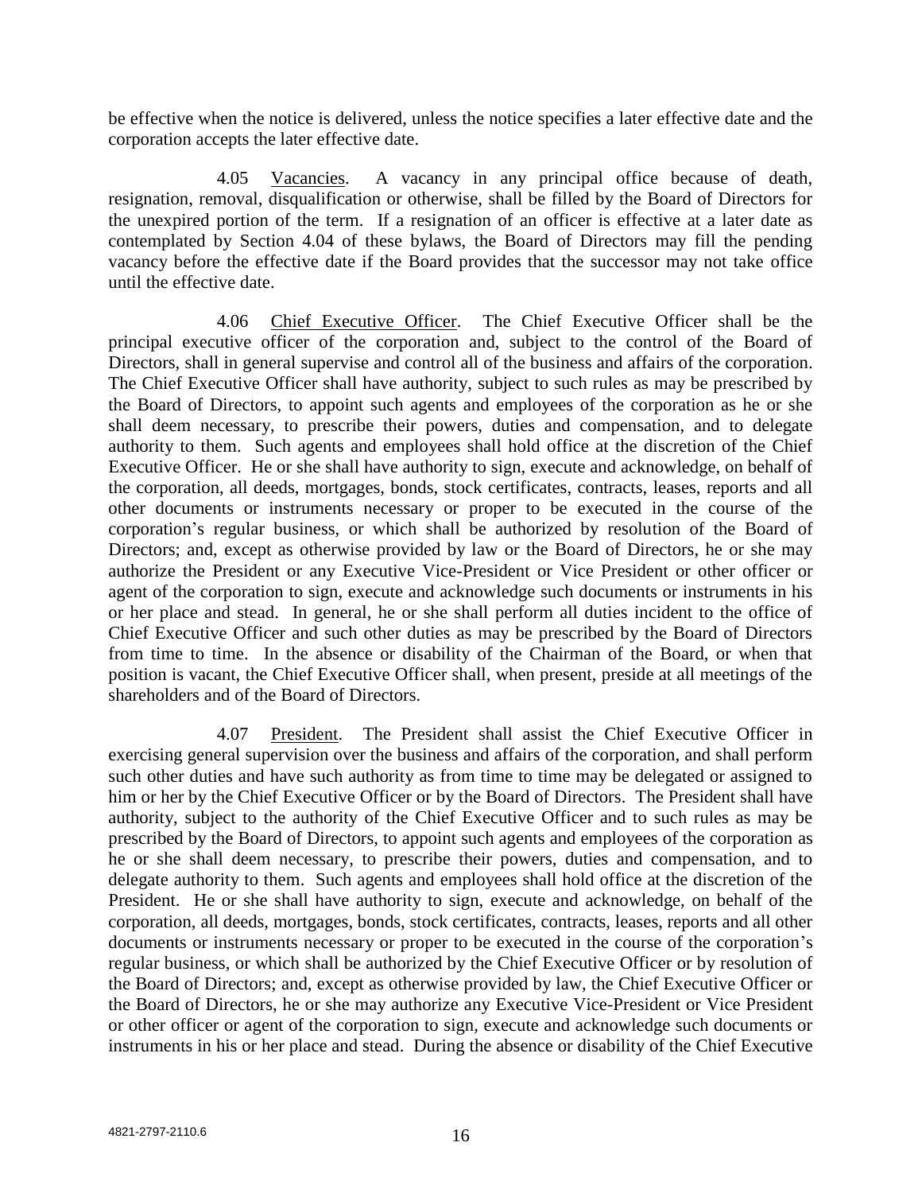be effective when the notice is delivered, unless the notice specifies a later effective date and the corporation accepts the later effective date.

4.05 Vacancies. A vacancy in any principal office because of death, resignation, removal, disqualification or otherwise, shall be filled by the Board of Directors for the unexpired portion of the term. If a resignation of an officer is effective at a later date as contemplated by Section 4.04 of these bylaws, the Board of Directors may fill the pending vacancy before the effective date if the Board provides that the successor may not take office until the effective date.

4.06 Chief Executive Officer. The Chief Executive Officer shall be the principal executive officer of the corporation and, subject to the control of the Board of Directors, shall in general supervise and control all of the business and affairs of the corporation. The Chief Executive Officer shall have authority, subject to such rules as may be prescribed by the Board of Directors, to appoint such agents and employees of the corporation as he or she shall deem necessary, to prescribe their powers, duties and compensation, and to delegate authority to them. Such agents and employees shall hold office at the discretion of the Chief Executive Officer. He or she shall have authority to sign, execute and acknowledge, on behalf of the corporation, all deeds, mortgages, bonds, stock certificates, contracts, leases, reports and all other documents or instruments necessary or proper to be executed in the course of the corporation's regular business, or which shall be authorized by resolution of the Board of Directors; and, except as otherwise provided by law or the Board of Directors, he or she may authorize the President or any Executive Vice-President or Vice President or other officer or agent of the corporation to sign, execute and acknowledge such documents or instruments in his or her place and stead. In general, he or she shall perform all duties incident to the office of Chief Executive Officer and such other duties as may be prescribed by the Board of Directors from time to time. In the absence or disability of the Chairman of the Board, or when that position is vacant, the Chief Executive Officer shall, when present, preside at all meetings of the shareholders and of the Board of Directors.

4.07 President. The President shall assist the Chief Executive Officer in exercising general supervision over the business and affairs of the corporation, and shall perform such other duties and have such authority as from time to time may be delegated or assigned to him or her by the Chief Executive Officer or by the Board of Directors. The President shall have authority, subject to the authority of the Chief Executive Officer and to such rules as may be prescribed by the Board of Directors, to appoint such agents and employees of the corporation as he or she shall deem necessary, to prescribe their powers, duties and compensation, and to delegate authority to them. Such agents and employees shall hold office at the discretion of the President. He or she shall have authority to sign, execute and acknowledge, on behalf of the corporation, all deeds, mortgages, bonds, stock certificates, contracts, leases, reports and all other documents or instruments necessary or proper to be executed in the course of the corporation's regular business, or which shall be authorized by the Chief Executive Officer or by resolution of the Board of Directors; and, except as otherwise provided by law, the Chief Executive Officer or the Board of Directors, he or she may authorize any Executive Vice-President or Vice President or other officer or agent of the corporation to sign, execute and acknowledge such documents or instruments in his or her place and stead. During the absence or disability of the Chief Executive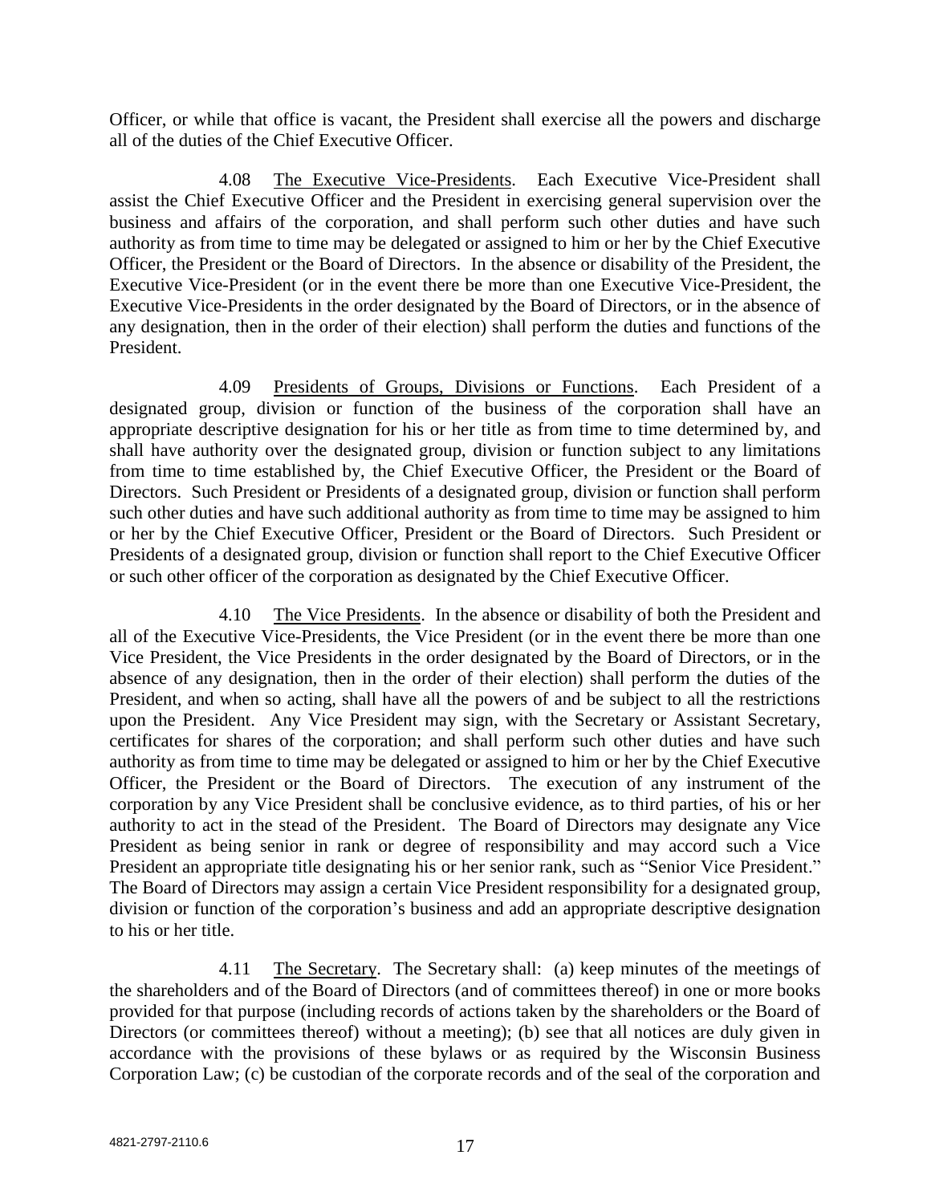Officer, or while that office is vacant, the President shall exercise all the powers and discharge all of the duties of the Chief Executive Officer.

4.08 The Executive Vice-Presidents. Each Executive Vice-President shall assist the Chief Executive Officer and the President in exercising general supervision over the business and affairs of the corporation, and shall perform such other duties and have such authority as from time to time may be delegated or assigned to him or her by the Chief Executive Officer, the President or the Board of Directors. In the absence or disability of the President, the Executive Vice-President (or in the event there be more than one Executive Vice-President, the Executive Vice-Presidents in the order designated by the Board of Directors, or in the absence of any designation, then in the order of their election) shall perform the duties and functions of the President.

4.09 Presidents of Groups, Divisions or Functions. Each President of a designated group, division or function of the business of the corporation shall have an appropriate descriptive designation for his or her title as from time to time determined by, and shall have authority over the designated group, division or function subject to any limitations from time to time established by, the Chief Executive Officer, the President or the Board of Directors. Such President or Presidents of a designated group, division or function shall perform such other duties and have such additional authority as from time to time may be assigned to him or her by the Chief Executive Officer, President or the Board of Directors. Such President or Presidents of a designated group, division or function shall report to the Chief Executive Officer or such other officer of the corporation as designated by the Chief Executive Officer.

4.10 The Vice Presidents. In the absence or disability of both the President and all of the Executive Vice-Presidents, the Vice President (or in the event there be more than one Vice President, the Vice Presidents in the order designated by the Board of Directors, or in the absence of any designation, then in the order of their election) shall perform the duties of the President, and when so acting, shall have all the powers of and be subject to all the restrictions upon the President. Any Vice President may sign, with the Secretary or Assistant Secretary, certificates for shares of the corporation; and shall perform such other duties and have such authority as from time to time may be delegated or assigned to him or her by the Chief Executive Officer, the President or the Board of Directors. The execution of any instrument of the corporation by any Vice President shall be conclusive evidence, as to third parties, of his or her authority to act in the stead of the President. The Board of Directors may designate any Vice President as being senior in rank or degree of responsibility and may accord such a Vice President an appropriate title designating his or her senior rank, such as "Senior Vice President." The Board of Directors may assign a certain Vice President responsibility for a designated group, division or function of the corporation's business and add an appropriate descriptive designation to his or her title.

4.11 The Secretary. The Secretary shall: (a) keep minutes of the meetings of the shareholders and of the Board of Directors (and of committees thereof) in one or more books provided for that purpose (including records of actions taken by the shareholders or the Board of Directors (or committees thereof) without a meeting); (b) see that all notices are duly given in accordance with the provisions of these bylaws or as required by the Wisconsin Business Corporation Law; (c) be custodian of the corporate records and of the seal of the corporation and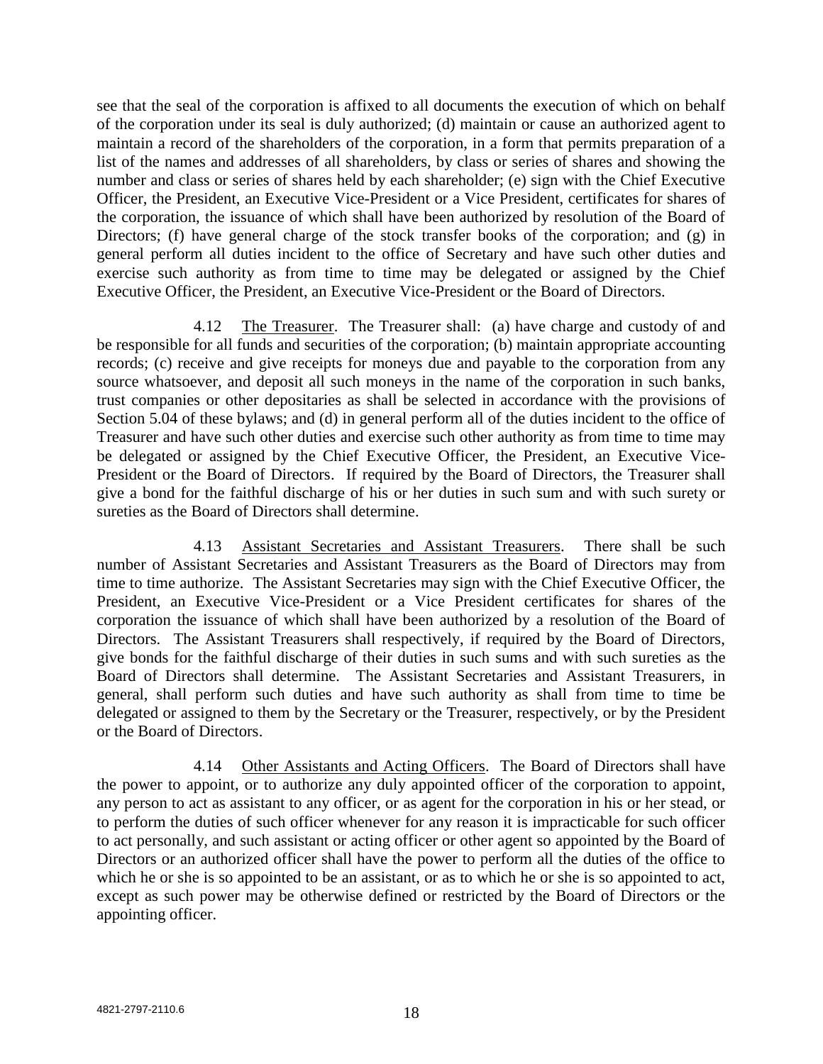see that the seal of the corporation is affixed to all documents the execution of which on behalf of the corporation under its seal is duly authorized; (d) maintain or cause an authorized agent to maintain a record of the shareholders of the corporation, in a form that permits preparation of a list of the names and addresses of all shareholders, by class or series of shares and showing the number and class or series of shares held by each shareholder; (e) sign with the Chief Executive Officer, the President, an Executive Vice-President or a Vice President, certificates for shares of the corporation, the issuance of which shall have been authorized by resolution of the Board of Directors; (f) have general charge of the stock transfer books of the corporation; and (g) in general perform all duties incident to the office of Secretary and have such other duties and exercise such authority as from time to time may be delegated or assigned by the Chief Executive Officer, the President, an Executive Vice-President or the Board of Directors.

4.12 <u>The Treasurer</u>. The Treasurer shall: (a) have charge and custody of and be responsible for all funds and securities of the corporation; (b) maintain appropriate accounting records; (c) receive and give receipts for moneys due and payable to the corporation from any source whatsoever, and deposit all such moneys in the name of the corporation in such banks, trust companies or other depositaries as shall be selected in accordance with the provisions of Section 5.04 of these bylaws; and (d) in general perform all of the duties incident to the office of Treasurer and have such other duties and exercise such other authority as from time to time may be delegated or assigned by the Chief Executive Officer, the President, an Executive Vice-President or the Board of Directors. If required by the Board of Directors, the Treasurer shall give a bond for the faithful discharge of his or her duties in such sum and with such surety or sureties as the Board of Directors shall determine.

4.13 <u>Assistant Secretaries and Assistant Treasurers</u>. There shall be such number of Assistant Secretaries and Assistant Treasurers as the Board of Directors may from time to time authorize. The Assistant Secretaries may sign with the Chief Executive Officer, the President, an Executive Vice-President or a Vice President certificates for shares of the corporation the issuance of which shall have been authorized by a resolution of the Board of Directors. The Assistant Treasurers shall respectively, if required by the Board of Directors, give bonds for the faithful discharge of their duties in such sums and with such sureties as the Board of Directors shall determine. The Assistant Secretaries and Assistant Treasurers, in general, shall perform such duties and have such authority as shall from time to time be delegated or assigned to them by the Secretary or the Treasurer, respectively, or by the President or the Board of Directors.

4.14 <u>Other Assistants and Acting Officers</u>. The Board of Directors shall have the power to appoint, or to authorize any duly appointed officer of the corporation to appoint, any person to act as assistant to any officer, or as agent for the corporation in his or her stead, or to perform the duties of such officer whenever for any reason it is impracticable for such officer to act personally, and such assistant or acting officer or other agent so appointed by the Board of Directors or an authorized officer shall have the power to perform all the duties of the office to which he or she is so appointed to be an assistant, or as to which he or she is so appointed to act, except as such power may be otherwise defined or restricted by the Board of Directors or the appointing officer.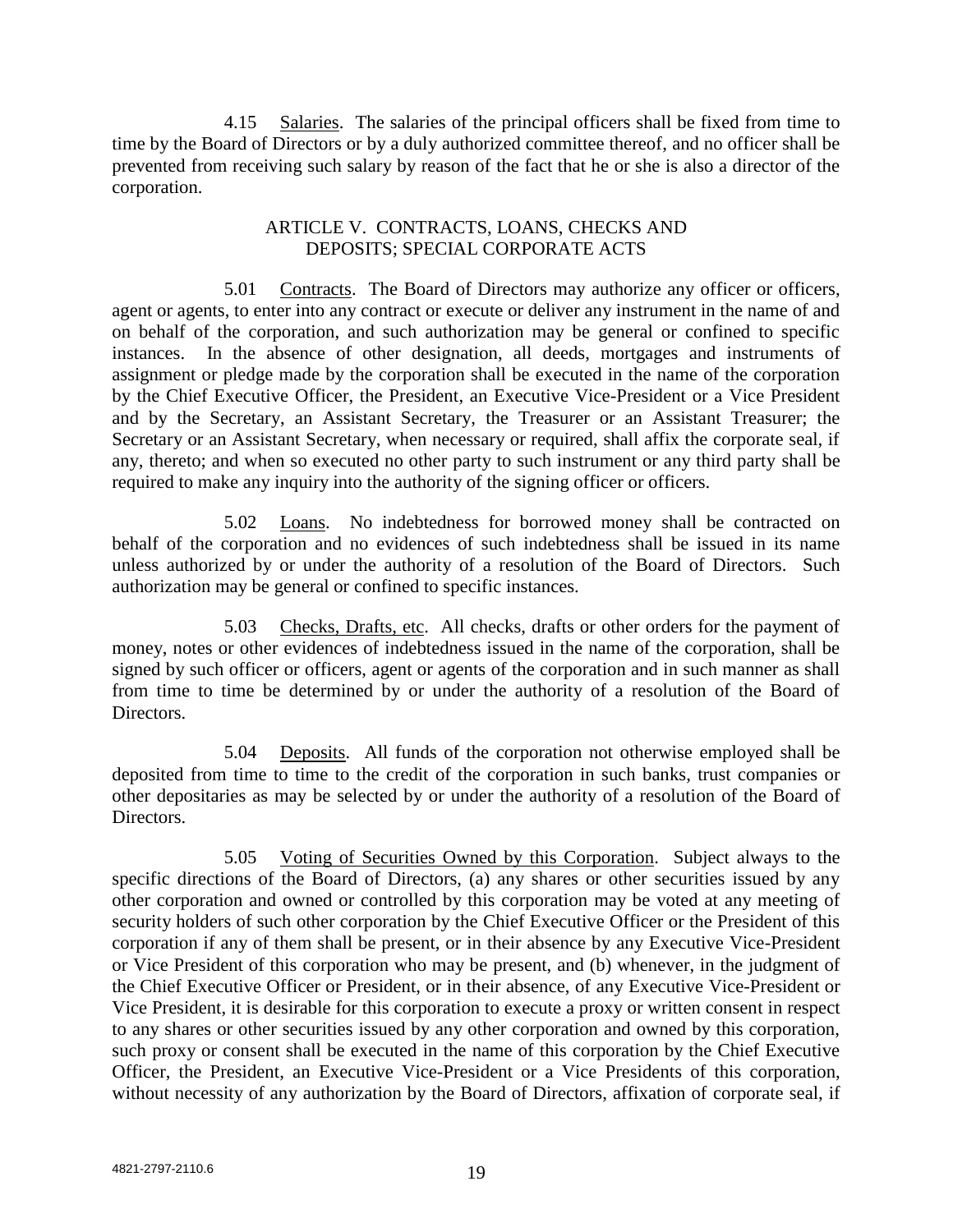4.15 Salaries. The salaries of the principal officers shall be fixed from time to time by the Board of Directors or by a duly authorized committee thereof, and no officer shall be prevented from receiving such salary by reason of the fact that he or she is also a director of the corporation.

## ARTICLE V. CONTRACTS, LOANS, CHECKS AND DEPOSITS; SPECIAL CORPORATE ACTS

5.01 Contracts. The Board of Directors may authorize any officer or officers, agent or agents, to enter into any contract or execute or deliver any instrument in the name of and on behalf of the corporation, and such authorization may be general or confined to specific instances. In the absence of other designation, all deeds, mortgages and instruments of assignment or pledge made by the corporation shall be executed in the name of the corporation by the Chief Executive Officer, the President, an Executive Vice-President or a Vice President and by the Secretary, an Assistant Secretary, the Treasurer or an Assistant Treasurer; the Secretary or an Assistant Secretary, when necessary or required, shall affix the corporate seal, if any, thereto; and when so executed no other party to such instrument or any third party shall be required to make any inquiry into the authority of the signing officer or officers.

5.02 Loans. No indebtedness for borrowed money shall be contracted on behalf of the corporation and no evidences of such indebtedness shall be issued in its name unless authorized by or under the authority of a resolution of the Board of Directors. Such authorization may be general or confined to specific instances.

5.03 Checks, Drafts, etc. All checks, drafts or other orders for the payment of money, notes or other evidences of indebtedness issued in the name of the corporation, shall be signed by such officer or officers, agent or agents of the corporation and in such manner as shall from time to time be determined by or under the authority of a resolution of the Board of Directors.

5.04 Deposits. All funds of the corporation not otherwise employed shall be deposited from time to time to the credit of the corporation in such banks, trust companies or other depositaries as may be selected by or under the authority of a resolution of the Board of Directors.

5.05 Voting of Securities Owned by this Corporation. Subject always to the specific directions of the Board of Directors, (a) any shares or other securities issued by any other corporation and owned or controlled by this corporation may be voted at any meeting of security holders of such other corporation by the Chief Executive Officer or the President of this corporation if any of them shall be present, or in their absence by any Executive Vice-President or Vice President of this corporation who may be present, and (b) whenever, in the judgment of the Chief Executive Officer or President, or in their absence, of any Executive Vice-President or Vice President, it is desirable for this corporation to execute a proxy or written consent in respect to any shares or other securities issued by any other corporation and owned by this corporation, such proxy or consent shall be executed in the name of this corporation by the Chief Executive Officer, the President, an Executive Vice-President or a Vice Presidents of this corporation, without necessity of any authorization by the Board of Directors, affixation of corporate seal, if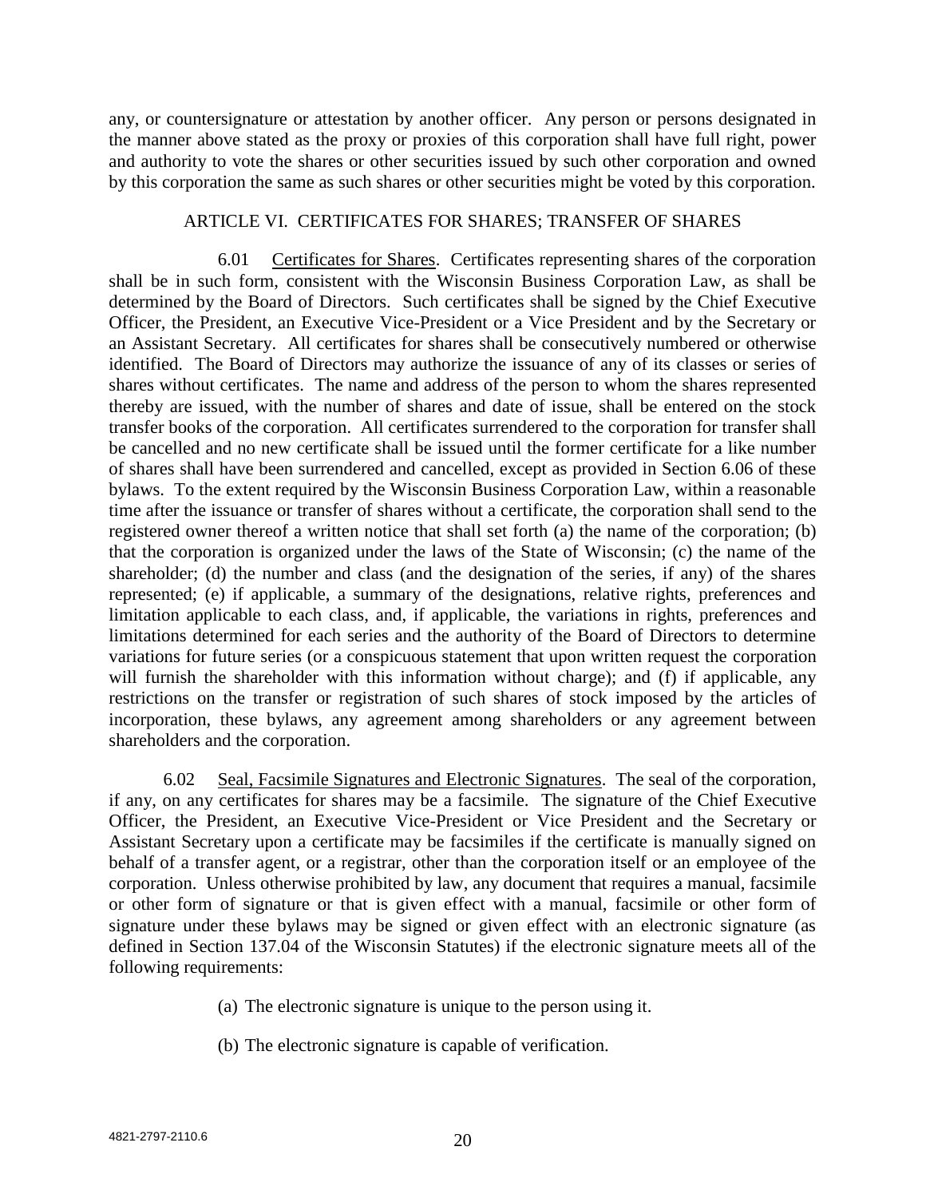any, or countersignature or attestation by another officer. Any person or persons designated in the manner above stated as the proxy or proxies of this corporation shall have full right, power and authority to vote the shares or other securities issued by such other corporation and owned by this corporation the same as such shares or other securities might be voted by this corporation.

## ARTICLE VI. CERTIFICATES FOR SHARES; TRANSFER OF SHARES

6.01 Certificates for Shares. Certificates representing shares of the corporation shall be in such form, consistent with the Wisconsin Business Corporation Law, as shall be determined by the Board of Directors. Such certificates shall be signed by the Chief Executive Officer, the President, an Executive Vice-President or a Vice President and by the Secretary or an Assistant Secretary. All certificates for shares shall be consecutively numbered or otherwise identified. The Board of Directors may authorize the issuance of any of its classes or series of shares without certificates. The name and address of the person to whom the shares represented thereby are issued, with the number of shares and date of issue, shall be entered on the stock transfer books of the corporation. All certificates surrendered to the corporation for transfer shall be cancelled and no new certificate shall be issued until the former certificate for a like number of shares shall have been surrendered and cancelled, except as provided in Section 6.06 of these bylaws. To the extent required by the Wisconsin Business Corporation Law, within a reasonable time after the issuance or transfer of shares without a certificate, the corporation shall send to the registered owner thereof a written notice that shall set forth (a) the name of the corporation; (b) that the corporation is organized under the laws of the State of Wisconsin; (c) the name of the shareholder; (d) the number and class (and the designation of the series, if any) of the shares represented; (e) if applicable, a summary of the designations, relative rights, preferences and limitation applicable to each class, and, if applicable, the variations in rights, preferences and limitations determined for each series and the authority of the Board of Directors to determine variations for future series (or a conspicuous statement that upon written request the corporation will furnish the shareholder with this information without charge); and (f) if applicable, any restrictions on the transfer or registration of such shares of stock imposed by the articles of incorporation, these bylaws, any agreement among shareholders or any agreement between shareholders and the corporation.

6.02 Seal, Facsimile Signatures and Electronic Signatures. The seal of the corporation, if any, on any certificates for shares may be a facsimile. The signature of the Chief Executive Officer, the President, an Executive Vice-President or Vice President and the Secretary or Assistant Secretary upon a certificate may be facsimiles if the certificate is manually signed on behalf of a transfer agent, or a registrar, other than the corporation itself or an employee of the corporation. Unless otherwise prohibited by law, any document that requires a manual, facsimile or other form of signature or that is given effect with a manual, facsimile or other form of signature under these bylaws may be signed or given effect with an electronic signature (as defined in Section 137.04 of the Wisconsin Statutes) if the electronic signature meets all of the following requirements:

(a) The electronic signature is unique to the person using it.

(b) The electronic signature is capable of verification.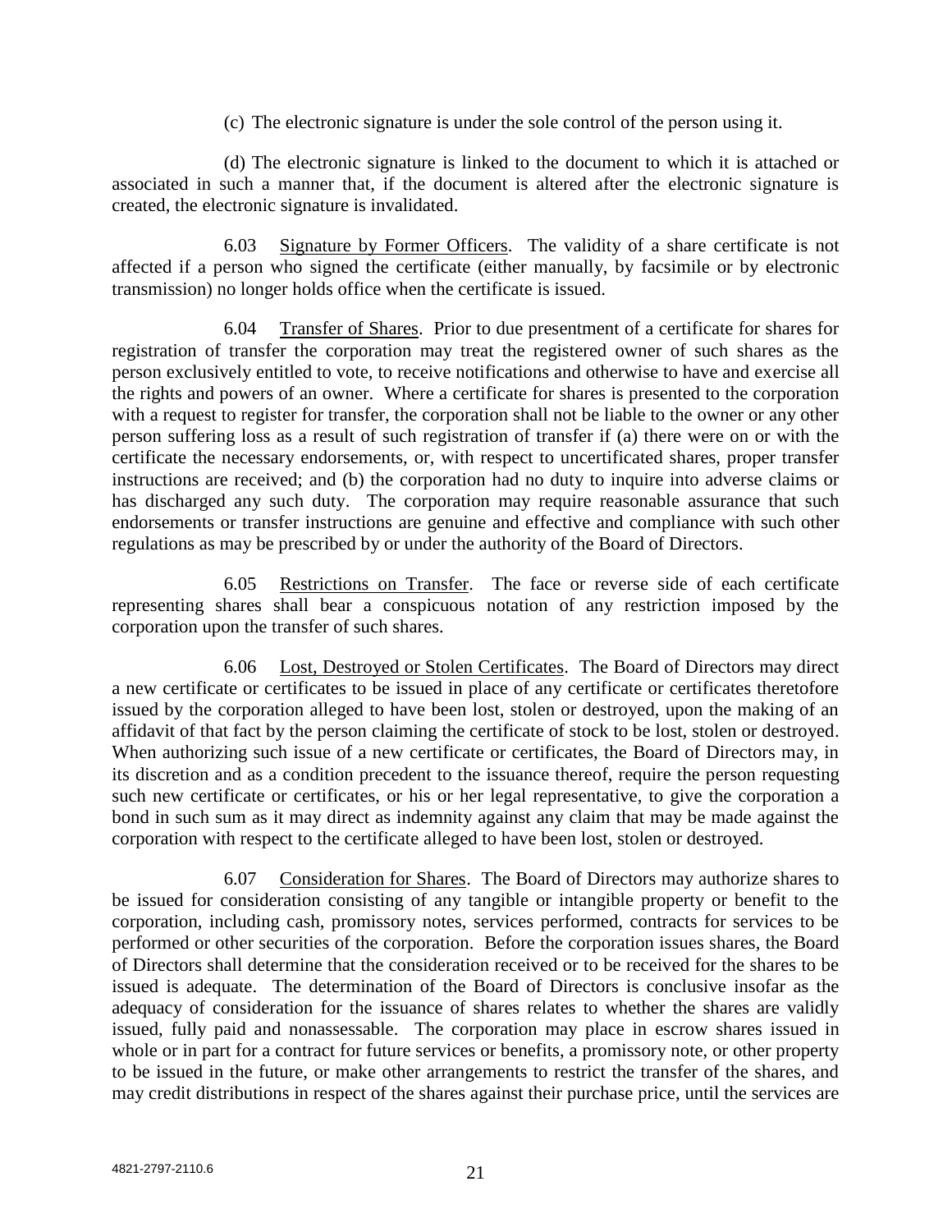(c) The electronic signature is under the sole control of the person using it.

(d) The electronic signature is linked to the document to which it is attached or associated in such a manner that, if the document is altered after the electronic signature is created, the electronic signature is invalidated.

6.03 Signature by Former Officers. The validity of a share certificate is not affected if a person who signed the certificate (either manually, by facsimile or by electronic transmission) no longer holds office when the certificate is issued.

6.04 Transfer of Shares. Prior to due presentment of a certificate for shares for registration of transfer the corporation may treat the registered owner of such shares as the person exclusively entitled to vote, to receive notifications and otherwise to have and exercise all the rights and powers of an owner. Where a certificate for shares is presented to the corporation with a request to register for transfer, the corporation shall not be liable to the owner or any other person suffering loss as a result of such registration of transfer if (a) there were on or with the certificate the necessary endorsements, or, with respect to uncertificated shares, proper transfer instructions are received; and (b) the corporation had no duty to inquire into adverse claims or has discharged any such duty. The corporation may require reasonable assurance that such endorsements or transfer instructions are genuine and effective and compliance with such other regulations as may be prescribed by or under the authority of the Board of Directors.

6.05 Restrictions on Transfer. The face or reverse side of each certificate representing shares shall bear a conspicuous notation of any restriction imposed by the corporation upon the transfer of such shares.

6.06 Lost, Destroyed or Stolen Certificates. The Board of Directors may direct a new certificate or certificates to be issued in place of any certificate or certificates theretofore issued by the corporation alleged to have been lost, stolen or destroyed, upon the making of an affidavit of that fact by the person claiming the certificate of stock to be lost, stolen or destroyed. When authorizing such issue of a new certificate or certificates, the Board of Directors may, in its discretion and as a condition precedent to the issuance thereof, require the person requesting such new certificate or certificates, or his or her legal representative, to give the corporation a bond in such sum as it may direct as indemnity against any claim that may be made against the corporation with respect to the certificate alleged to have been lost, stolen or destroyed.

6.07 Consideration for Shares. The Board of Directors may authorize shares to be issued for consideration consisting of any tangible or intangible property or benefit to the corporation, including cash, promissory notes, services performed, contracts for services to be performed or other securities of the corporation. Before the corporation issues shares, the Board of Directors shall determine that the consideration received or to be received for the shares to be issued is adequate. The determination of the Board of Directors is conclusive insofar as the adequacy of consideration for the issuance of shares relates to whether the shares are validly issued, fully paid and nonassessable. The corporation may place in escrow shares issued in whole or in part for a contract for future services or benefits, a promissory note, or other property to be issued in the future, or make other arrangements to restrict the transfer of the shares, and may credit distributions in respect of the shares against their purchase price, until the services are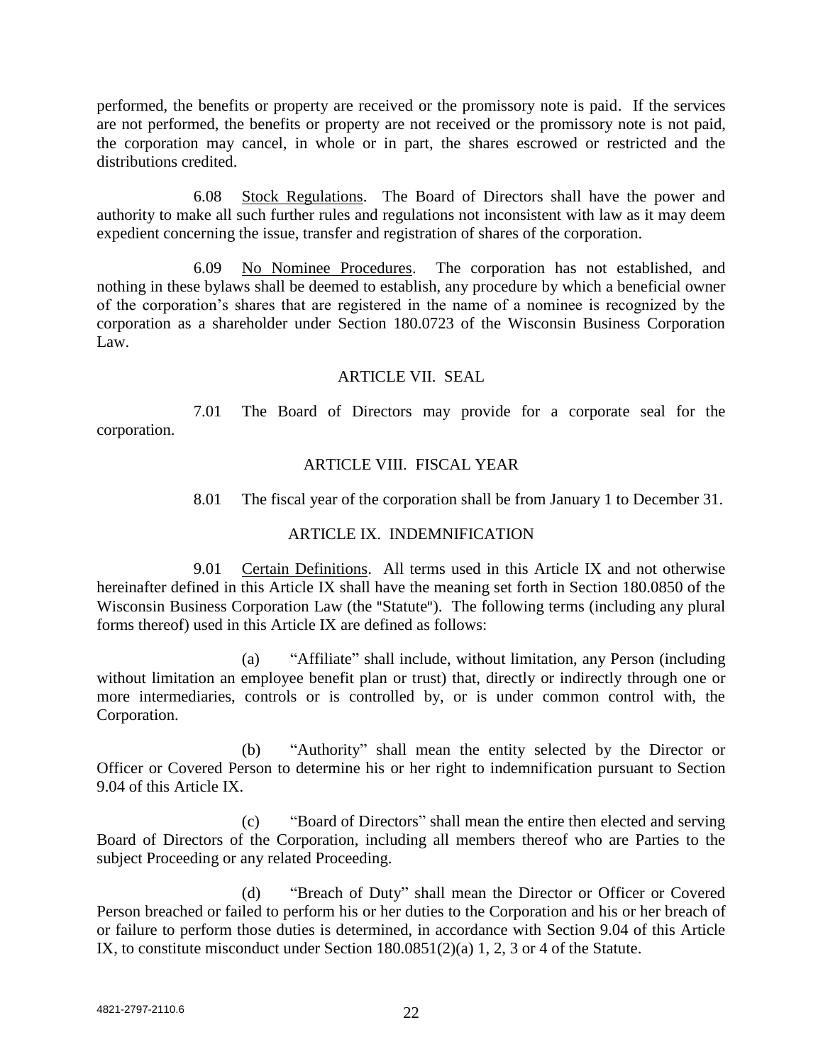performed, the benefits or property are received or the promissory note is paid. If the services are not performed, the benefits or property are not received or the promissory note is not paid, the corporation may cancel, in whole or in part, the shares escrowed or restricted and the distributions credited.

6.08 Stock Regulations. The Board of Directors shall have the power and authority to make all such further rules and regulations not inconsistent with law as it may deem expedient concerning the issue, transfer and registration of shares of the corporation.

6.09 No Nominee Procedures. The corporation has not established, and nothing in these bylaws shall be deemed to establish, any procedure by which a beneficial owner of the corporation's shares that are registered in the name of a nominee is recognized by the corporation as a shareholder under Section 180.0723 of the Wisconsin Business Corporation Law.

## ARTICLE VII. SEAL

7.01 The Board of Directors may provide for a corporate seal for the corporation.

## ARTICLE VIII. FISCAL YEAR

8.01 The fiscal year of the corporation shall be from January 1 to December 31.

## ARTICLE IX. INDEMNIFICATION

9.01 Certain Definitions. All terms used in this Article IX and not otherwise hereinafter defined in this Article IX shall have the meaning set forth in Section 180.0850 of the Wisconsin Business Corporation Law (the "Statute"). The following terms (including any plural forms thereof) used in this Article IX are defined as follows:

(a) "Affiliate" shall include, without limitation, any Person (including without limitation an employee benefit plan or trust) that, directly or indirectly through one or more intermediaries, controls or is controlled by, or is under common control with, the Corporation.

(b) "Authority" shall mean the entity selected by the Director or Officer or Covered Person to determine his or her right to indemnification pursuant to Section 9.04 of this Article IX.

(c) "Board of Directors" shall mean the entire then elected and serving Board of Directors of the Corporation, including all members thereof who are Parties to the subject Proceeding or any related Proceeding.

(d) "Breach of Duty" shall mean the Director or Officer or Covered Person breached or failed to perform his or her duties to the Corporation and his or her breach of or failure to perform those duties is determined, in accordance with Section 9.04 of this Article IX, to constitute misconduct under Section 180.0851(2)(a) 1, 2, 3 or 4 of the Statute.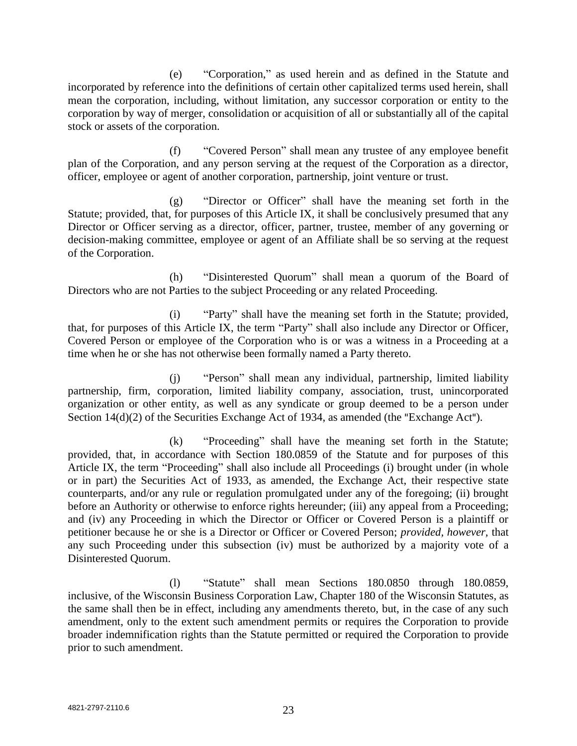(e) "Corporation," as used herein and as defined in the Statute and incorporated by reference into the definitions of certain other capitalized terms used herein, shall mean the corporation, including, without limitation, any successor corporation or entity to the corporation by way of merger, consolidation or acquisition of all or substantially all of the capital stock or assets of the corporation.

(f) "Covered Person" shall mean any trustee of any employee benefit plan of the Corporation, and any person serving at the request of the Corporation as a director, officer, employee or agent of another corporation, partnership, joint venture or trust.

(g) "Director or Officer" shall have the meaning set forth in the Statute; provided, that, for purposes of this Article IX, it shall be conclusively presumed that any Director or Officer serving as a director, officer, partner, trustee, member of any governing or decision-making committee, employee or agent of an Affiliate shall be so serving at the request of the Corporation.

(h) "Disinterested Quorum" shall mean a quorum of the Board of Directors who are not Parties to the subject Proceeding or any related Proceeding.

(i) "Party" shall have the meaning set forth in the Statute; provided, that, for purposes of this Article IX, the term "Party" shall also include any Director or Officer, Covered Person or employee of the Corporation who is or was a witness in a Proceeding at a time when he or she has not otherwise been formally named a Party thereto.

(j) "Person" shall mean any individual, partnership, limited liability partnership, firm, corporation, limited liability company, association, trust, unincorporated organization or other entity, as well as any syndicate or group deemed to be a person under Section 14(d)(2) of the Securities Exchange Act of 1934, as amended (the "Exchange Act").

(k) "Proceeding" shall have the meaning set forth in the Statute; provided, that, in accordance with Section 180.0859 of the Statute and for purposes of this Article IX, the term "Proceeding" shall also include all Proceedings (i) brought under (in whole or in part) the Securities Act of 1933, as amended, the Exchange Act, their respective state counterparts, and/or any rule or regulation promulgated under any of the foregoing; (ii) brought before an Authority or otherwise to enforce rights hereunder; (iii) any appeal from a Proceeding; and (iv) any Proceeding in which the Director or Officer or Covered Person is a plaintiff or petitioner because he or she is a Director or Officer or Covered Person; *provided, however,* that any such Proceeding under this subsection (iv) must be authorized by a majority vote of a Disinterested Quorum.

(l) "Statute" shall mean Sections 180.0850 through 180.0859, inclusive, of the Wisconsin Business Corporation Law, Chapter 180 of the Wisconsin Statutes, as the same shall then be in effect, including any amendments thereto, but, in the case of any such amendment, only to the extent such amendment permits or requires the Corporation to provide broader indemnification rights than the Statute permitted or required the Corporation to provide prior to such amendment.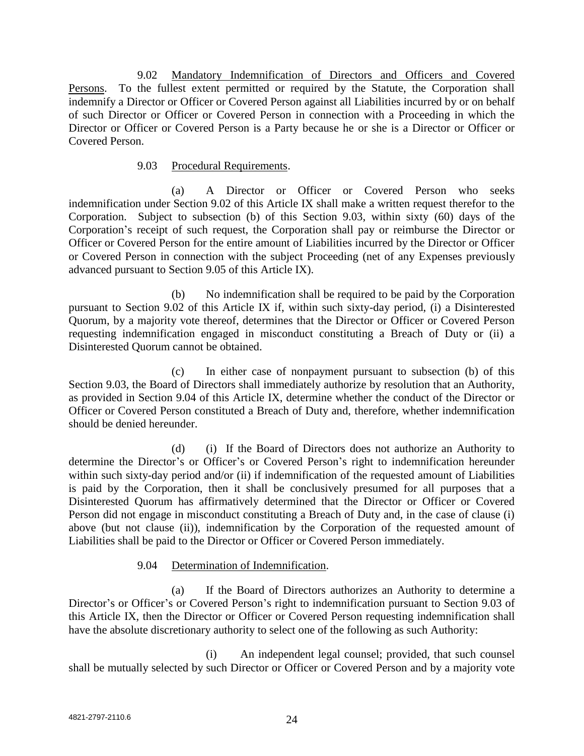9.02 Mandatory Indemnification of Directors and Officers and Covered Persons. To the fullest extent permitted or required by the Statute, the Corporation shall indemnify a Director or Officer or Covered Person against all Liabilities incurred by or on behalf of such Director or Officer or Covered Person in connection with a Proceeding in which the Director or Officer or Covered Person is a Party because he or she is a Director or Officer or Covered Person.

9.03 Procedural Requirements.

(a) A Director or Officer or Covered Person who seeks indemnification under Section 9.02 of this Article IX shall make a written request therefor to the Corporation. Subject to subsection (b) of this Section 9.03, within sixty (60) days of the Corporation's receipt of such request, the Corporation shall pay or reimburse the Director or Officer or Covered Person for the entire amount of Liabilities incurred by the Director or Officer or Covered Person in connection with the subject Proceeding (net of any Expenses previously advanced pursuant to Section 9.05 of this Article IX).

(b) No indemnification shall be required to be paid by the Corporation pursuant to Section 9.02 of this Article IX if, within such sixty-day period, (i) a Disinterested Quorum, by a majority vote thereof, determines that the Director or Officer or Covered Person requesting indemnification engaged in misconduct constituting a Breach of Duty or (ii) a Disinterested Quorum cannot be obtained.

(c) In either case of nonpayment pursuant to subsection (b) of this Section 9.03, the Board of Directors shall immediately authorize by resolution that an Authority, as provided in Section 9.04 of this Article IX, determine whether the conduct of the Director or Officer or Covered Person constituted a Breach of Duty and, therefore, whether indemnification should be denied hereunder.

(d) (i) If the Board of Directors does not authorize an Authority to determine the Director's or Officer's or Covered Person's right to indemnification hereunder within such sixty-day period and/or (ii) if indemnification of the requested amount of Liabilities is paid by the Corporation, then it shall be conclusively presumed for all purposes that a Disinterested Quorum has affirmatively determined that the Director or Officer or Covered Person did not engage in misconduct constituting a Breach of Duty and, in the case of clause (i) above (but not clause (ii)), indemnification by the Corporation of the requested amount of Liabilities shall be paid to the Director or Officer or Covered Person immediately.

9.04 Determination of Indemnification.

(a) If the Board of Directors authorizes an Authority to determine a Director's or Officer's or Covered Person's right to indemnification pursuant to Section 9.03 of this Article IX, then the Director or Officer or Covered Person requesting indemnification shall have the absolute discretionary authority to select one of the following as such Authority:

(i) An independent legal counsel; provided, that such counsel shall be mutually selected by such Director or Officer or Covered Person and by a majority vote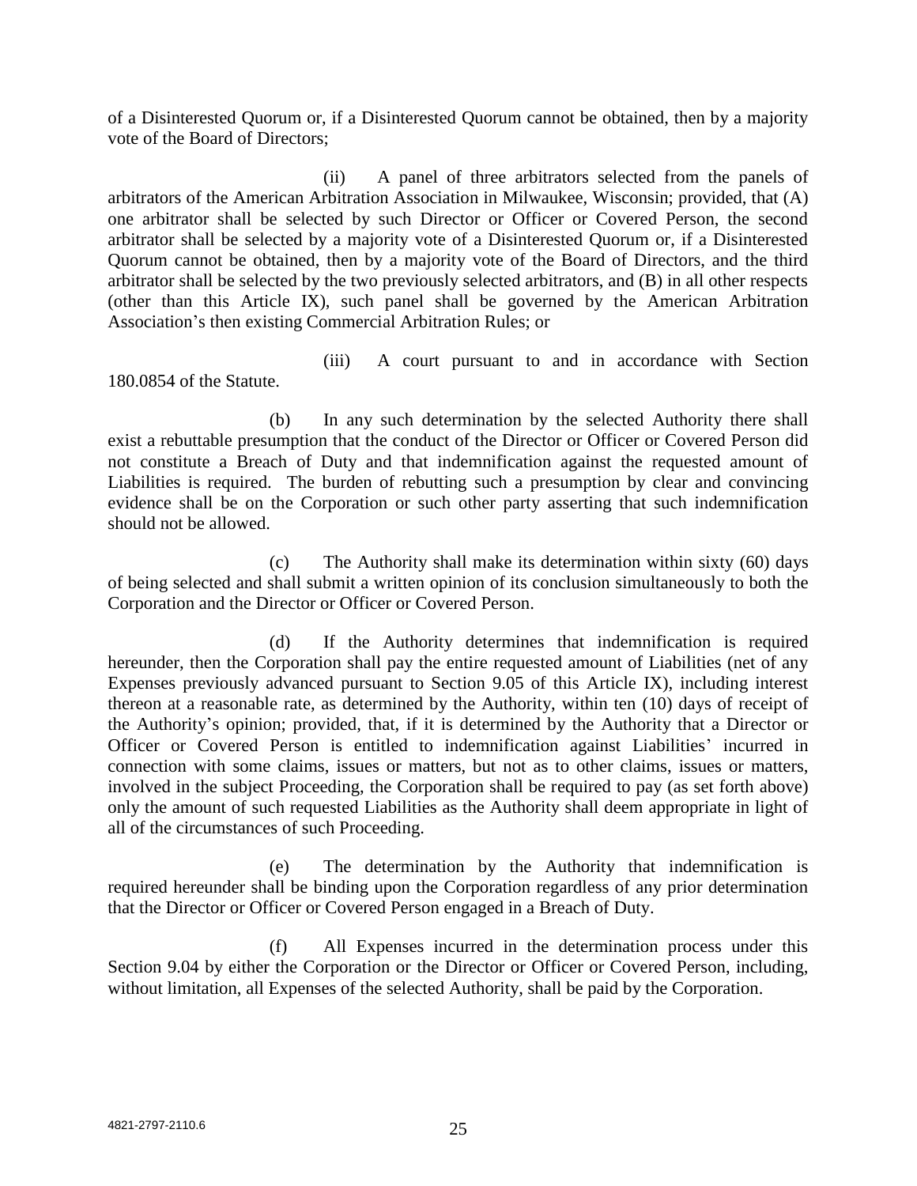of a Disinterested Quorum or, if a Disinterested Quorum cannot be obtained, then by a majority vote of the Board of Directors;

(ii) A panel of three arbitrators selected from the panels of arbitrators of the American Arbitration Association in Milwaukee, Wisconsin; provided, that (A) one arbitrator shall be selected by such Director or Officer or Covered Person, the second arbitrator shall be selected by a majority vote of a Disinterested Quorum or, if a Disinterested Quorum cannot be obtained, then by a majority vote of the Board of Directors, and the third arbitrator shall be selected by the two previously selected arbitrators, and (B) in all other respects (other than this Article IX), such panel shall be governed by the American Arbitration Association's then existing Commercial Arbitration Rules; or

(iii) A court pursuant to and in accordance with Section 180.0854 of the Statute.

(b) In any such determination by the selected Authority there shall exist a rebuttable presumption that the conduct of the Director or Officer or Covered Person did not constitute a Breach of Duty and that indemnification against the requested amount of Liabilities is required. The burden of rebutting such a presumption by clear and convincing evidence shall be on the Corporation or such other party asserting that such indemnification should not be allowed.

(c) The Authority shall make its determination within sixty (60) days of being selected and shall submit a written opinion of its conclusion simultaneously to both the Corporation and the Director or Officer or Covered Person.

(d) If the Authority determines that indemnification is required hereunder, then the Corporation shall pay the entire requested amount of Liabilities (net of any Expenses previously advanced pursuant to Section 9.05 of this Article IX), including interest thereon at a reasonable rate, as determined by the Authority, within ten (10) days of receipt of the Authority's opinion; provided, that, if it is determined by the Authority that a Director or Officer or Covered Person is entitled to indemnification against Liabilities' incurred in connection with some claims, issues or matters, but not as to other claims, issues or matters, involved in the subject Proceeding, the Corporation shall be required to pay (as set forth above) only the amount of such requested Liabilities as the Authority shall deem appropriate in light of all of the circumstances of such Proceeding.

(e) The determination by the Authority that indemnification is required hereunder shall be binding upon the Corporation regardless of any prior determination that the Director or Officer or Covered Person engaged in a Breach of Duty.

(f) All Expenses incurred in the determination process under this Section 9.04 by either the Corporation or the Director or Officer or Covered Person, including, without limitation, all Expenses of the selected Authority, shall be paid by the Corporation.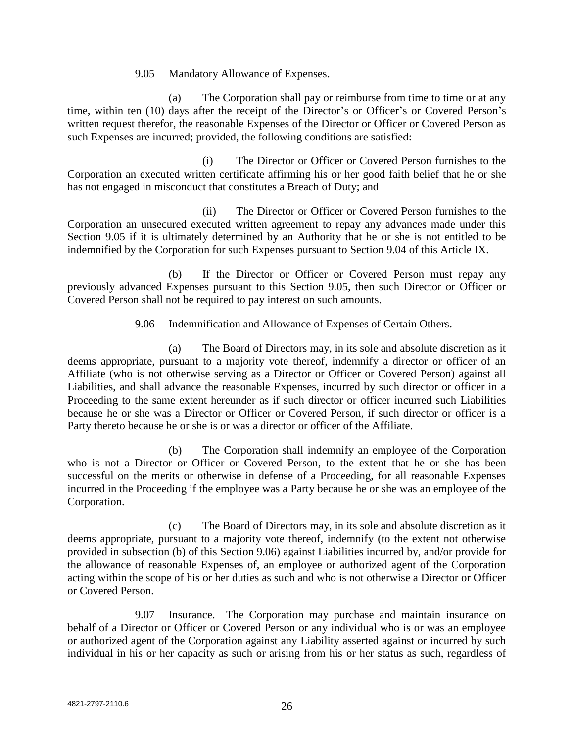9.05 Mandatory Allowance of Expenses.

(a) The Corporation shall pay or reimburse from time to time or at any time, within ten (10) days after the receipt of the Director's or Officer's or Covered Person's written request therefor, the reasonable Expenses of the Director or Officer or Covered Person as such Expenses are incurred; provided, the following conditions are satisfied:

(i) The Director or Officer or Covered Person furnishes to the Corporation an executed written certificate affirming his or her good faith belief that he or she has not engaged in misconduct that constitutes a Breach of Duty; and

(ii) The Director or Officer or Covered Person furnishes to the Corporation an unsecured executed written agreement to repay any advances made under this Section 9.05 if it is ultimately determined by an Authority that he or she is not entitled to be indemnified by the Corporation for such Expenses pursuant to Section 9.04 of this Article IX.

(b) If the Director or Officer or Covered Person must repay any previously advanced Expenses pursuant to this Section 9.05, then such Director or Officer or Covered Person shall not be required to pay interest on such amounts.

9.06 Indemnification and Allowance of Expenses of Certain Others.

(a) The Board of Directors may, in its sole and absolute discretion as it deems appropriate, pursuant to a majority vote thereof, indemnify a director or officer of an Affiliate (who is not otherwise serving as a Director or Officer or Covered Person) against all Liabilities, and shall advance the reasonable Expenses, incurred by such director or officer in a Proceeding to the same extent hereunder as if such director or officer incurred such Liabilities because he or she was a Director or Officer or Covered Person, if such director or officer is a Party thereto because he or she is or was a director or officer of the Affiliate.

(b) The Corporation shall indemnify an employee of the Corporation who is not a Director or Officer or Covered Person, to the extent that he or she has been successful on the merits or otherwise in defense of a Proceeding, for all reasonable Expenses incurred in the Proceeding if the employee was a Party because he or she was an employee of the Corporation.

(c) The Board of Directors may, in its sole and absolute discretion as it deems appropriate, pursuant to a majority vote thereof, indemnify (to the extent not otherwise provided in subsection (b) of this Section 9.06) against Liabilities incurred by, and/or provide for the allowance of reasonable Expenses of, an employee or authorized agent of the Corporation acting within the scope of his or her duties as such and who is not otherwise a Director or Officer or Covered Person.

9.07 Insurance. The Corporation may purchase and maintain insurance on behalf of a Director or Officer or Covered Person or any individual who is or was an employee or authorized agent of the Corporation against any Liability asserted against or incurred by such individual in his or her capacity as such or arising from his or her status as such, regardless of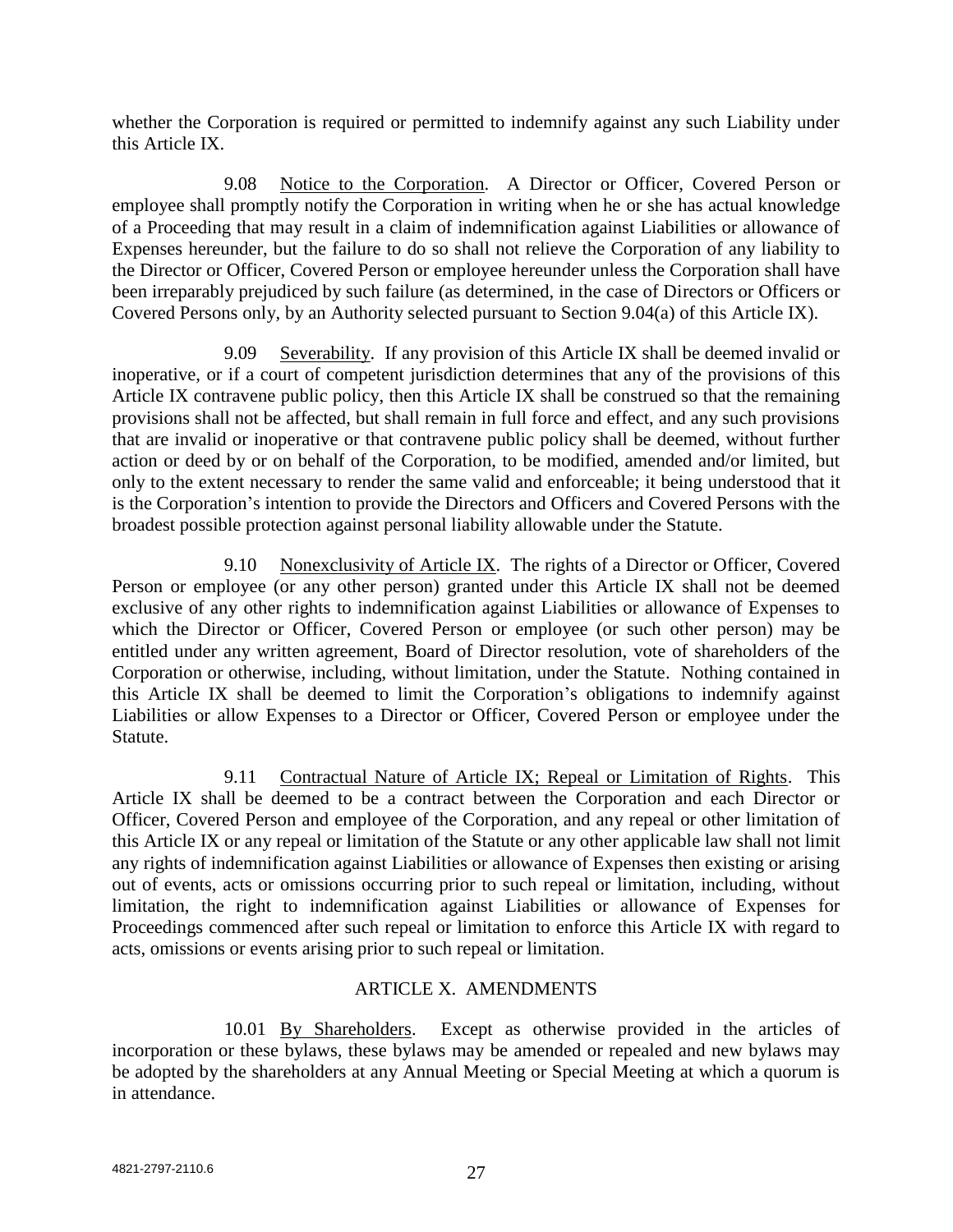whether the Corporation is required or permitted to indemnify against any such Liability under this Article IX.

9.08 Notice to the Corporation. A Director or Officer, Covered Person or employee shall promptly notify the Corporation in writing when he or she has actual knowledge of a Proceeding that may result in a claim of indemnification against Liabilities or allowance of Expenses hereunder, but the failure to do so shall not relieve the Corporation of any liability to the Director or Officer, Covered Person or employee hereunder unless the Corporation shall have been irreparably prejudiced by such failure (as determined, in the case of Directors or Officers or Covered Persons only, by an Authority selected pursuant to Section 9.04(a) of this Article IX).

9.09 Severability. If any provision of this Article IX shall be deemed invalid or inoperative, or if a court of competent jurisdiction determines that any of the provisions of this Article IX contravene public policy, then this Article IX shall be construed so that the remaining provisions shall not be affected, but shall remain in full force and effect, and any such provisions that are invalid or inoperative or that contravene public policy shall be deemed, without further action or deed by or on behalf of the Corporation, to be modified, amended and/or limited, but only to the extent necessary to render the same valid and enforceable; it being understood that it is the Corporation's intention to provide the Directors and Officers and Covered Persons with the broadest possible protection against personal liability allowable under the Statute.

9.10 Nonexclusivity of Article IX. The rights of a Director or Officer, Covered Person or employee (or any other person) granted under this Article IX shall not be deemed exclusive of any other rights to indemnification against Liabilities or allowance of Expenses to which the Director or Officer, Covered Person or employee (or such other person) may be entitled under any written agreement, Board of Director resolution, vote of shareholders of the Corporation or otherwise, including, without limitation, under the Statute. Nothing contained in this Article IX shall be deemed to limit the Corporation's obligations to indemnify against Liabilities or allow Expenses to a Director or Officer, Covered Person or employee under the Statute.

9.11 Contractual Nature of Article IX; Repeal or Limitation of Rights. This Article IX shall be deemed to be a contract between the Corporation and each Director or Officer, Covered Person and employee of the Corporation, and any repeal or other limitation of this Article IX or any repeal or limitation of the Statute or any other applicable law shall not limit any rights of indemnification against Liabilities or allowance of Expenses then existing or arising out of events, acts or omissions occurring prior to such repeal or limitation, including, without limitation, the right to indemnification against Liabilities or allowance of Expenses for Proceedings commenced after such repeal or limitation to enforce this Article IX with regard to acts, omissions or events arising prior to such repeal or limitation.

## ARTICLE X. AMENDMENTS

10.01 By Shareholders. Except as otherwise provided in the articles of incorporation or these bylaws, these bylaws may be amended or repealed and new bylaws may be adopted by the shareholders at any Annual Meeting or Special Meeting at which a quorum is in attendance.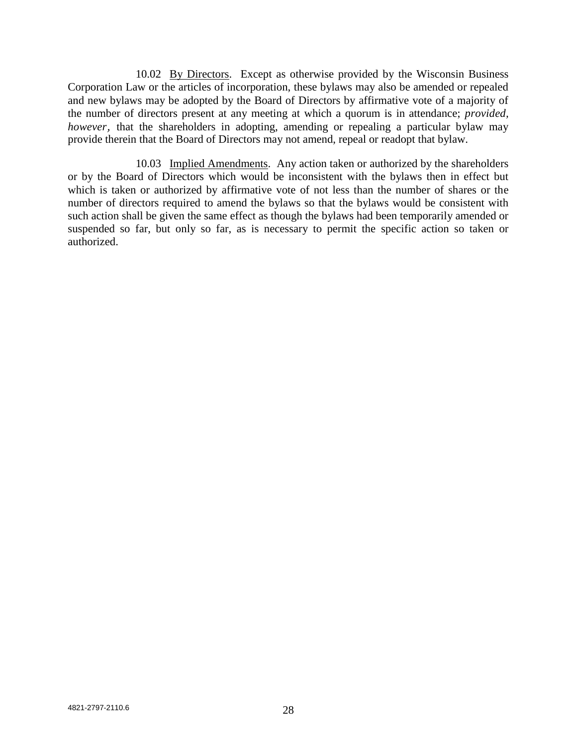10.02 <u>By Directors</u>. Except as otherwise provided by the Wisconsin Business Corporation Law or the articles of incorporation, these bylaws may also be amended or repealed and new bylaws may be adopted by the Board of Directors by affirmative vote of a majority of the number of directors present at any meeting at which a quorum is in attendance; *provided, however,* that the shareholders in adopting, amending or repealing a particular bylaw may provide therein that the Board of Directors may not amend, repeal or readopt that bylaw.

10.03 <u>Implied Amendments</u>. Any action taken or authorized by the shareholders or by the Board of Directors which would be inconsistent with the bylaws then in effect but which is taken or authorized by affirmative vote of not less than the number of shares or the number of directors required to amend the bylaws so that the bylaws would be consistent with such action shall be given the same effect as though the bylaws had been temporarily amended or suspended so far, but only so far, as is necessary to permit the specific action so taken or authorized.

4821-2797-2110.6